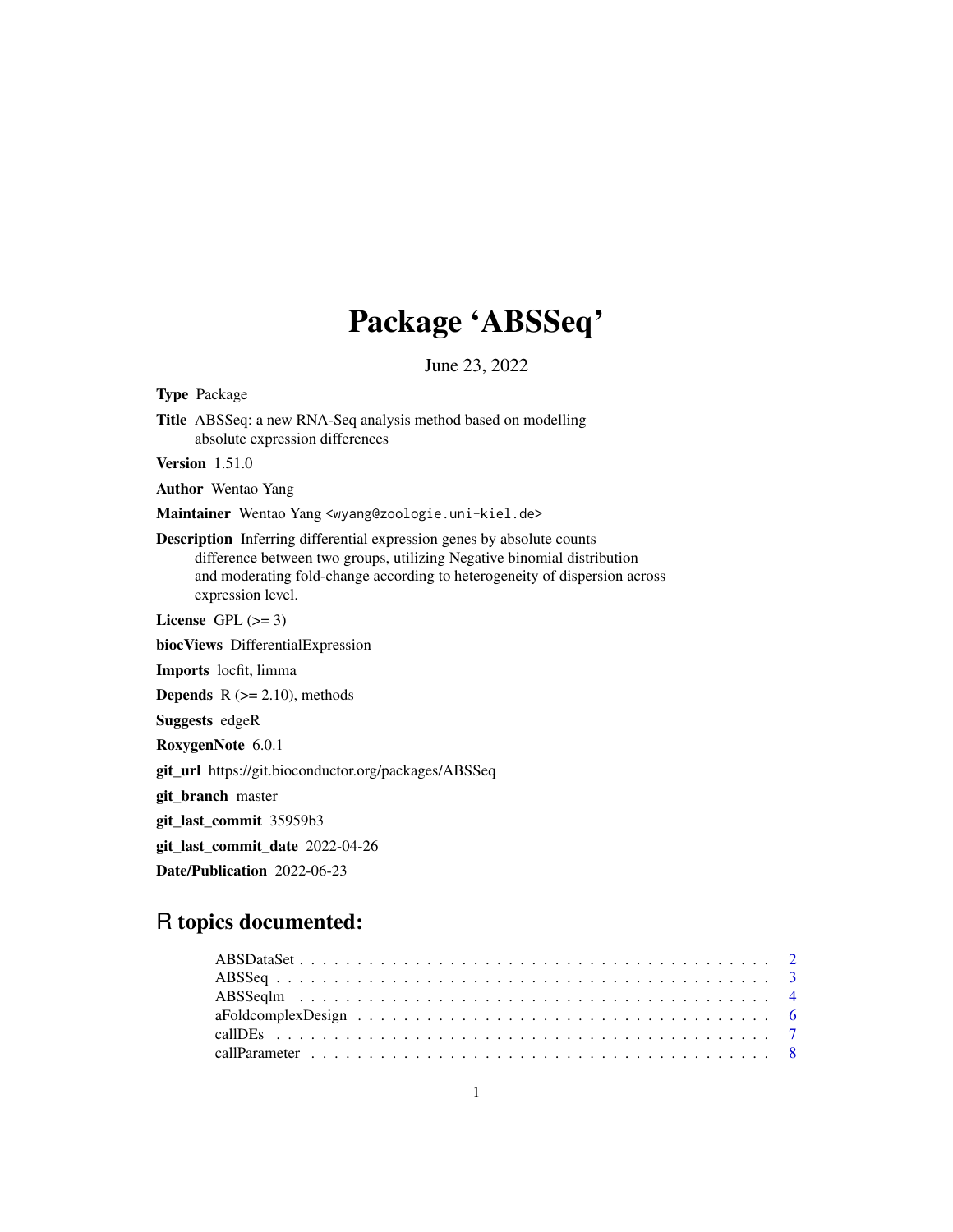# Package 'ABSSeq'

June 23, 2022

**Type** Package

**Title** ABSSeq: a new RNA-Seq analysis method based on modelling absolute expression differences

**Version** 1.51.0

**Author** Wentao Yang

**Maintainer** Wentao Yang <wyang@zoologie.uni-kiel.de>

**Description** Inferring differential expression genes by absolute counts difference between two groups, utilizing Negative binomial distribution and moderating fold-change according to heterogeneity of dispersion across expression level.

**License** GPL (>= 3)

**biocViews** DifferentialExpression

**Imports** locfit, limma

**Depends** R (>= 2.10), methods

**Suggests** edgeR

**RoxygenNote** 6.0.1

**git_url** https://git.bioconductor.org/packages/ABSSeq

**git_branch** master

**git_last_commit** 35959b3

**git_last_commit_date** 2022-04-26

**Date/Publication** 2022-06-23

## R topics documented:

- ABSDataSet . . . . . . . . . . . . . . . . . . . . . . . . . . . . . . . . . . . . . . . . 2
- ABSSeq . . . . . . . . . . . . . . . . . . . . . . . . . . . . . . . . . . . . . . . . . . 3
- ABSSeqlm . . . . . . . . . . . . . . . . . . . . . . . . . . . . . . . . . . . . . . . . 4
- aFoldcomplexDesign . . . . . . . . . . . . . . . . . . . . . . . . . . . . . . . . . . . 6
- callDEs . . . . . . . . . . . . . . . . . . . . . . . . . . . . . . . . . . . . . . . . . 7
- callParameter . . . . . . . . . . . . . . . . . . . . . . . . . . . . . . . . . . . . . . 8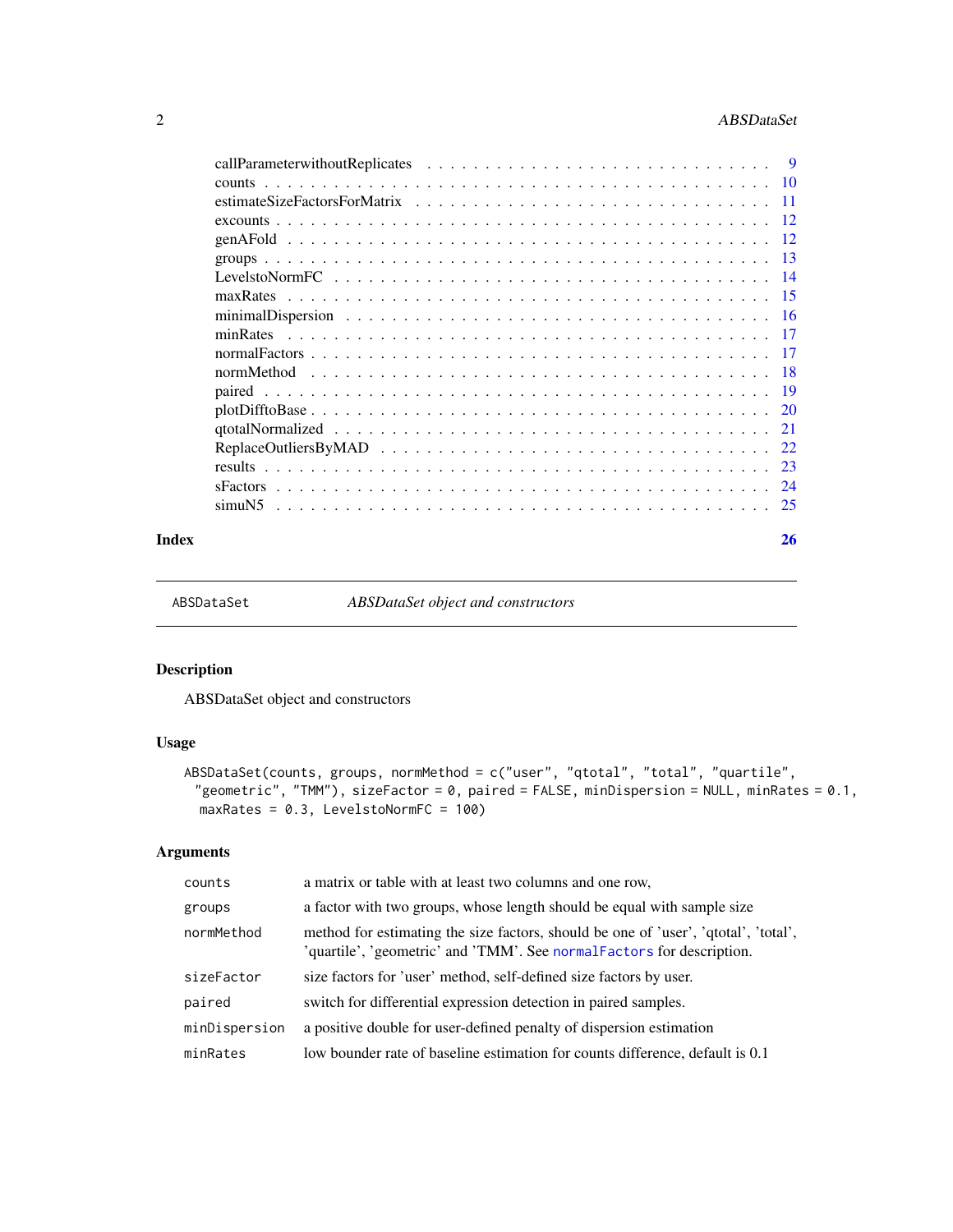| | |
|---|---|
| callParameterwithoutReplicates | 9 |
| counts | 10 |
| estimateSizeFactorsForMatrix | 11 |
| excounts | 12 |
| genAFold | 12 |
| groups | 13 |
| LevelstoNormFC | 14 |
| maxRates | 15 |
| minimalDispersion | 16 |
| minRates | 17 |
| normalFactors | 17 |
| normMethod | 18 |
| paired | 19 |
| plotDifftoBase | 20 |
| qtotalNormalized | 21 |
| ReplaceOutliersByMAD | 22 |
| results | 23 |
| sFactors | 24 |
| simuN5 | 25 |

**Index** **26**

---

`ABSDataSet` *ABSDataSet object and constructors*

---

## Description

ABSDataSet object and constructors

## Usage

```
ABSDataSet(counts, groups, normMethod = c("user", "qtotal", "total", "quartile",
  "geometric", "TMM"), sizeFactor = 0, paired = FALSE, minDispersion = NULL, minRates = 0.1,
  maxRates = 0.3, LevelstoNormFC = 100)
```

## Arguments

| | |
|---|---|
| `counts` | a matrix or table with at least two columns and one row, |
| `groups` | a factor with two groups, whose length should be equal with sample size |
| `normMethod` | method for estimating the size factors, should be one of 'user', 'qtotal', 'total', 'quartile', 'geometric' and 'TMM'. See `normalFactors` for description. |
| `sizeFactor` | size factors for 'user' method, self-defined size factors by user. |
| `paired` | switch for differential expression detection in paired samples. |
| `minDispersion` | a positive double for user-defined penalty of dispersion estimation |
| `minRates` | low bounder rate of baseline estimation for counts difference, default is 0.1 |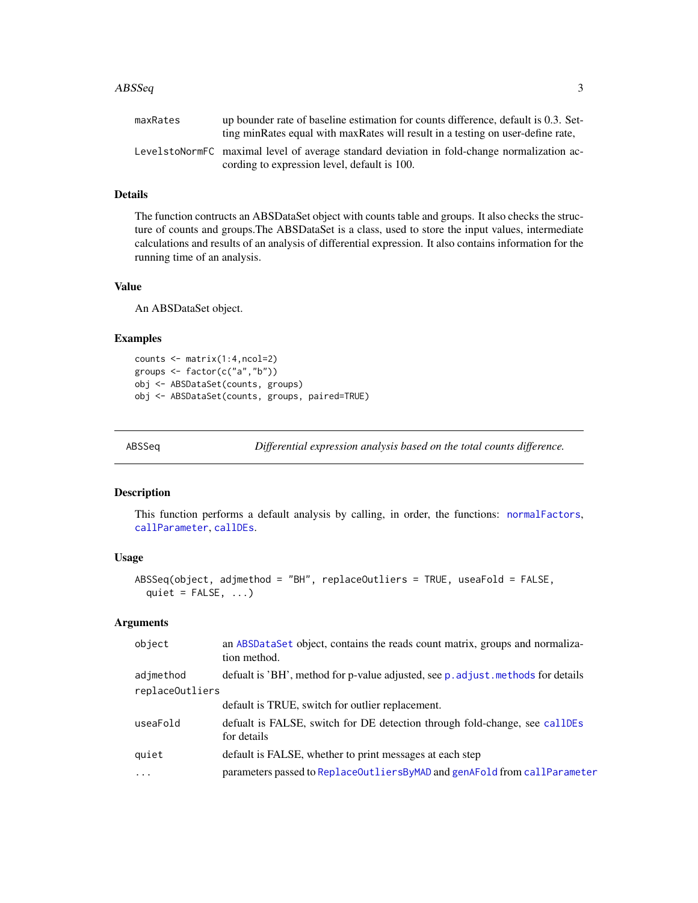| | |
|---|---|
| maxRates | up bounder rate of baseline estimation for counts difference, default is 0.3. Setting minRates equal with maxRates will result in a testing on user-define rate, |
| LevelstoNormFC | maximal level of average standard deviation in fold-change normalization according to expression level, default is 100. |

### Details

The function contructs an ABSDataSet object with counts table and groups. It also checks the structure of counts and groups.The ABSDataSet is a class, used to store the input values, intermediate calculations and results of an analysis of differential expression. It also contains information for the running time of an analysis.

### Value

An ABSDataSet object.

### Examples

```
counts <- matrix(1:4,ncol=2)
groups <- factor(c("a","b"))
obj <- ABSDataSet(counts, groups)
obj <- ABSDataSet(counts, groups, paired=TRUE)
```

---

## ABSSeq — *Differential expression analysis based on the total counts difference.*

### Description

This function performs a default analysis by calling, in order, the functions: normalFactors, callParameter, callDEs.

### Usage

```
ABSSeq(object, adjmethod = "BH", replaceOutliers = TRUE, useFold = FALSE,
  quiet = FALSE, ...)
```

### Arguments

| | |
|---|---|
| object | an ABSDataSet object, contains the reads count matrix, groups and normalization method. |
| adjmethod | defualt is 'BH', method for p-value adjusted, see p.adjust.methods for details |
| replaceOutliers | default is TRUE, switch for outlier replacement. |
| useFold | defualt is FALSE, switch for DE detection through fold-change, see callDEs for details |
| quiet | default is FALSE, whether to print messages at each step |
| ... | parameters passed to ReplaceOutliersByMAD and genAFold from callParameter |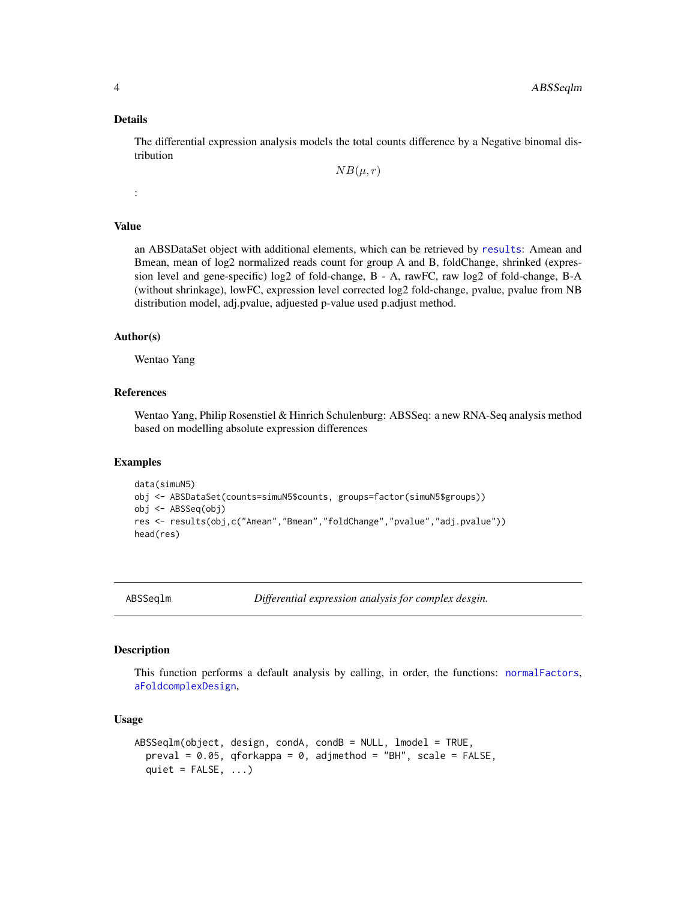## Details

The differential expression analysis models the total counts difference by a Negative binomal distribution

$$NB(\mu, r)$$

:

## Value

an ABSDataSet object with additional elements, which can be retrieved by results: Amean and Bmean, mean of log2 normalized reads count for group A and B, foldChange, shrinked (expression level and gene-specific) log2 of fold-change, B - A, rawFC, raw log2 of fold-change, B-A (without shrinkage), lowFC, expression level corrected log2 fold-change, pvalue, pvalue from NB distribution model, adj.pvalue, adjuested p-value used p.adjust method.

## Author(s)

Wentao Yang

## References

Wentao Yang, Philip Rosenstiel & Hinrich Schulenburg: ABSSeq: a new RNA-Seq analysis method based on modelling absolute expression differences

## Examples

```
data(simuN5)
obj <- ABSDataSet(counts=simuN5$counts, groups=factor(simuN5$groups))
obj <- ABSSeq(obj)
res <- results(obj,c("Amean","Bmean","foldChange","pvalue","adj.pvalue"))
head(res)
```

---

# ABSSeqlm — *Differential expression analysis for complex desgin.*

## Description

This function performs a default analysis by calling, in order, the functions: normalFactors, aFoldcomplexDesign,

## Usage

```
ABSSeqlm(object, design, condA, condB = NULL, lmodel = TRUE,
  preval = 0.05, qforkappa = 0, adjmethod = "BH", scale = FALSE,
  quiet = FALSE, ...)
```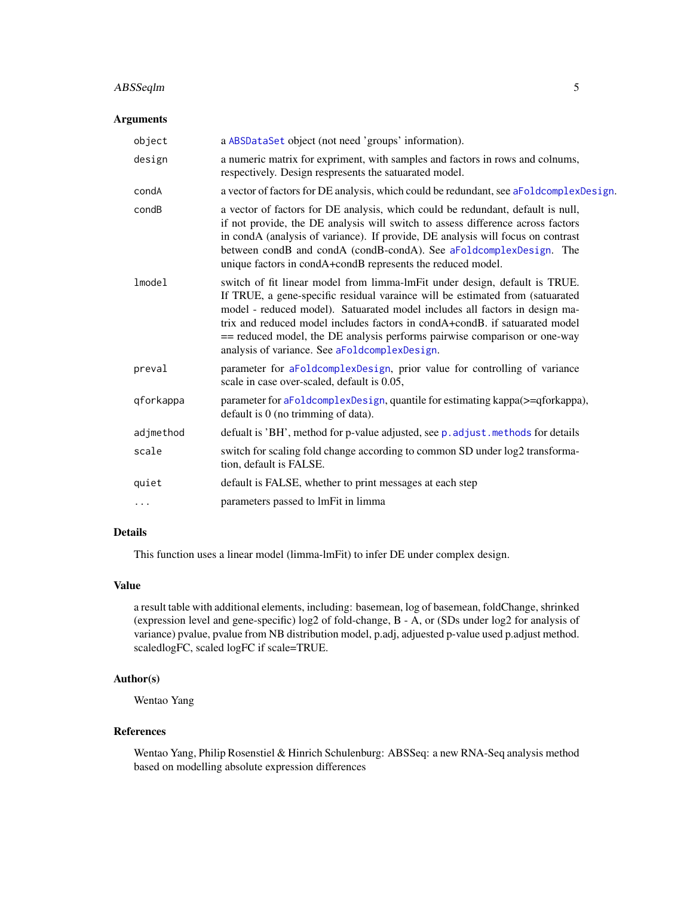### Arguments

| | |
|---|---|
| `object` | a ABSDataSet object (not need 'groups' information). |
| `design` | a numeric matrix for expriment, with samples and factors in rows and colnums, respectively. Design respresents the satuarated model. |
| `condA` | a vector of factors for DE analysis, which could be redundant, see aFoldcomplexDesign. |
| `condB` | a vector of factors for DE analysis, which could be redundant, default is null, if not provide, the DE analysis will switch to assess difference across factors in condA (analysis of variance). If provide, DE analysis will focus on contrast between condB and condA (condB-condA). See aFoldcomplexDesign. The unique factors in condA+condB represents the reduced model. |
| `lmodel` | switch of fit linear model from limma-lmFit under design, default is TRUE. If TRUE, a gene-specific residual varaince will be estimated from (satuarated model - reduced model). Satuarated model includes all factors in design matrix and reduced model includes factors in condA+condB. if satuarated model == reduced model, the DE analysis performs pairwise comparison or one-way analysis of variance. See aFoldcomplexDesign. |
| `preval` | parameter for aFoldcomplexDesign, prior value for controlling of variance scale in case over-scaled, default is 0.05, |
| `qforkappa` | parameter for aFoldcomplexDesign, quantile for estimating kappa(>=qforkappa), default is 0 (no trimming of data). |
| `adjmethod` | defualt is 'BH', method for p-value adjusted, see p.adjust.methods for details |
| `scale` | switch for scaling fold change according to common SD under log2 transformation, default is FALSE. |
| `quiet` | default is FALSE, whether to print messages at each step |
| `...` | parameters passed to lmFit in limma |

### Details

This function uses a linear model (limma-lmFit) to infer DE under complex design.

### Value

a result table with additional elements, including: basemean, log of basemean, foldChange, shrinked (expression level and gene-specific) log2 of fold-change, B - A, or (SDs under log2 for analysis of variance) pvalue, pvalue from NB distribution model, p.adj, adjuested p-value used p.adjust method. scaledlogFC, scaled logFC if scale=TRUE.

### Author(s)

Wentao Yang

### References

Wentao Yang, Philip Rosenstiel & Hinrich Schulenburg: ABSSeq: a new RNA-Seq analysis method based on modelling absolute expression differences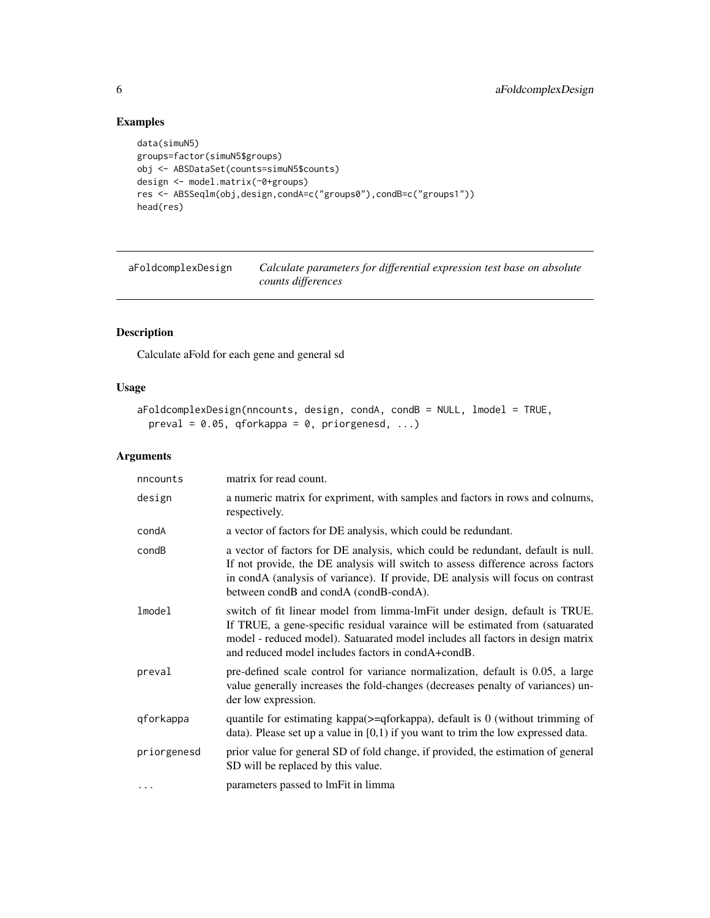## Examples

```
data(simuN5)
groups=factor(simuN5$groups)
obj <- ABSDataSet(counts=simuN5$counts)
design <- model.matrix(~0+groups)
res <- ABSSeqlm(obj,design,condA=c("groups0"),condB=c("groups1"))
head(res)
```

---

# aFoldcomplexDesign — *Calculate parameters for differential expression test base on absolute counts differences*

---

## Description

Calculate aFold for each gene and general sd

## Usage

```
aFoldcomplexDesign(nncounts, design, condA, condB = NULL, lmodel = TRUE,
  preval = 0.05, qforkappa = 0, priorgenesd, ...)
```

## Arguments

| Argument | Description |
|---|---|
| nncounts | matrix for read count. |
| design | a numeric matrix for expriment, with samples and factors in rows and colnums, respectively. |
| condA | a vector of factors for DE analysis, which could be redundant. |
| condB | a vector of factors for DE analysis, which could be redundant, default is null. If not provide, the DE analysis will switch to assess difference across factors in condA (analysis of variance). If provide, DE analysis will focus on contrast between condB and condA (condB-condA). |
| lmodel | switch of fit linear model from limma-lmFit under design, default is TRUE. If TRUE, a gene-specific residual varaince will be estimated from (satuarated model - reduced model). Satuarated model includes all factors in design matrix and reduced model includes factors in condA+condB. |
| preval | pre-defined scale control for variance normalization, default is 0.05, a large value generally increases the fold-changes (decreases penalty of variances) under low expression. |
| qforkappa | quantile for estimating kappa(>=qforkappa), default is 0 (without trimming of data). Please set up a value in [0,1) if you want to trim the low expressed data. |
| priorgenesd | prior value for general SD of fold change, if provided, the estimation of general SD will be replaced by this value. |
| ... | parameters passed to lmFit in limma |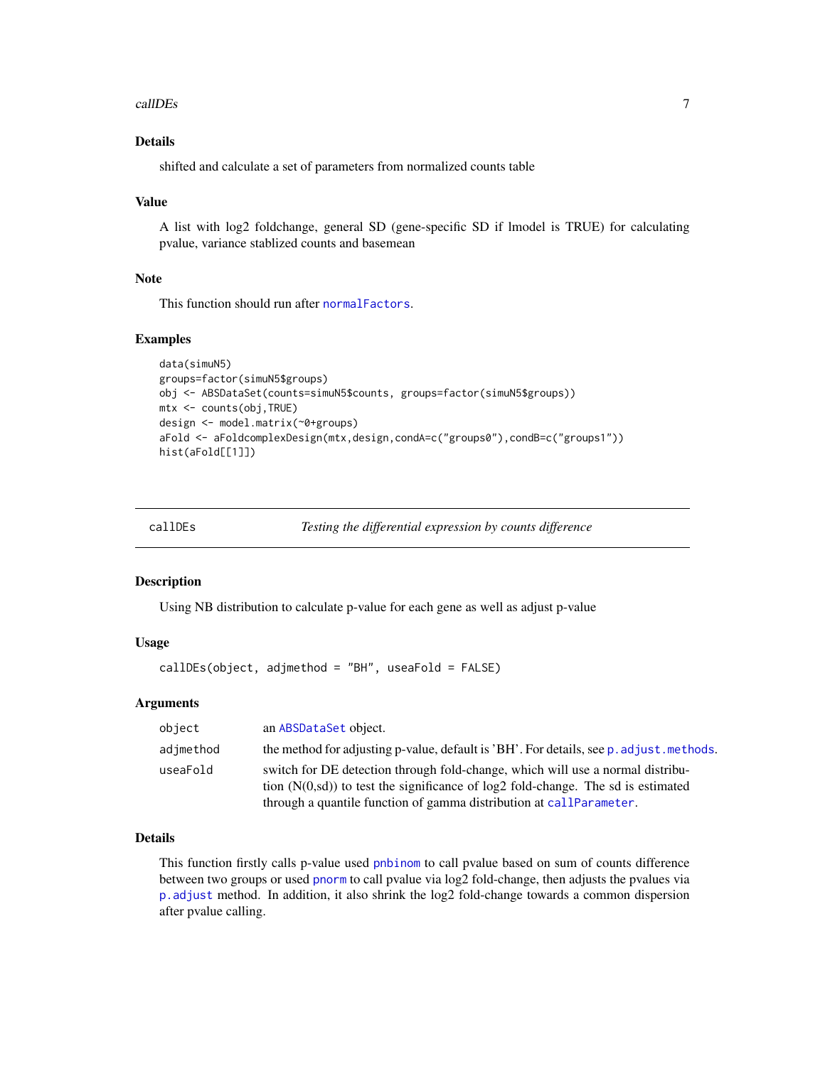### Details

shifted and calculate a set of parameters from normalized counts table

### Value

A list with log2 foldchange, general SD (gene-specific SD if lmodel is TRUE) for calculating pvalue, variance stablized counts and basemean

### Note

This function should run after `normalFactors`.

### Examples

```
data(simuN5)
groups=factor(simuN5$groups)
obj <- ABSDataSet(counts=simuN5$counts, groups=factor(simuN5$groups))
mtx <- counts(obj,TRUE)
design <- model.matrix(~0+groups)
aFold <- aFoldcomplexDesign(mtx,design,condA=c("groups0"),condB=c("groups1"))
hist(aFold[[1]])
```

---

## callDEs *Testing the differential expression by counts difference*

---

### Description

Using NB distribution to calculate p-value for each gene as well as adjust p-value

### Usage

```
callDEs(object, adjmethod = "BH", useFold = FALSE)
```

### Arguments

| | |
|---|---|
| `object` | an `ABSDataSet` object. |
| `adjmethod` | the method for adjusting p-value, default is 'BH'. For details, see `p.adjust.methods`. |
| `useFold` | switch for DE detection through fold-change, which will use a normal distribution (N(0,sd)) to test the significance of log2 fold-change. The sd is estimated through a quantile function of gamma distribution at `callParameter`. |

### Details

This function firstly calls p-value used `pnbinom` to call pvalue based on sum of counts difference between two groups or used `pnorm` to call pvalue via log2 fold-change, then adjusts the pvalues via `p.adjust` method. In addition, it also shrink the log2 fold-change towards a common dispersion after pvalue calling.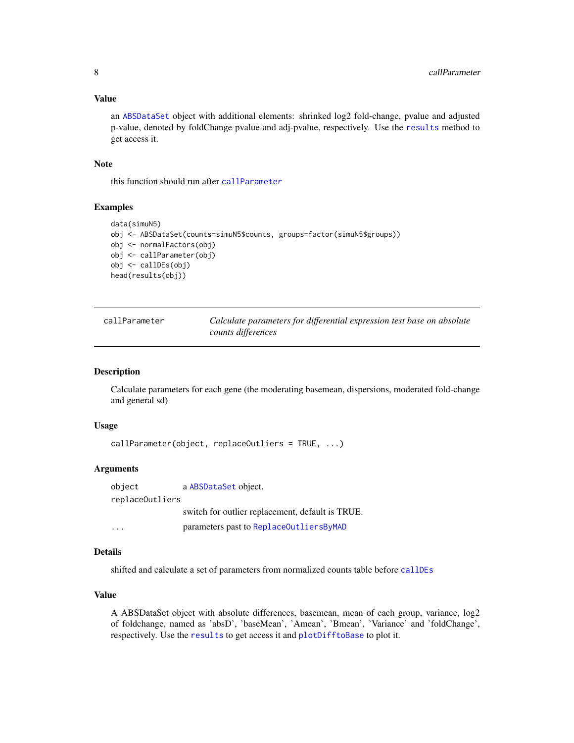### Value

an ABSDataSet object with additional elements: shrinked log2 fold-change, pvalue and adjusted p-value, denoted by foldChange pvalue and adj-pvalue, respectively. Use the results method to get access it.

### Note

this function should run after callParameter

### Examples

```
data(simuN5)
obj <- ABSDataSet(counts=simuN5$counts, groups=factor(simuN5$groups))
obj <- normalFactors(obj)
obj <- callParameter(obj)
obj <- callDEs(obj)
head(results(obj))
```

---

## callParameter — *Calculate parameters for differential expression test base on absolute counts differences*

---

### Description

Calculate parameters for each gene (the moderating basemean, dispersions, moderated fold-change and general sd)

### Usage

```
callParameter(object, replaceOutliers = TRUE, ...)
```

### Arguments

| | |
|---|---|
| `object` | a ABSDataSet object. |
| `replaceOutliers` | switch for outlier replacement, default is TRUE. |
| `...` | parameters past to ReplaceOutliersByMAD |

### Details

shifted and calculate a set of parameters from normalized counts table before callDEs

### Value

A ABSDataSet object with absolute differences, basemean, mean of each group, variance, log2 of foldchange, named as 'absD', 'baseMean', 'Amean', 'Bmean', 'Variance' and 'foldChange', respectively. Use the results to get access it and plotDifftoBase to plot it.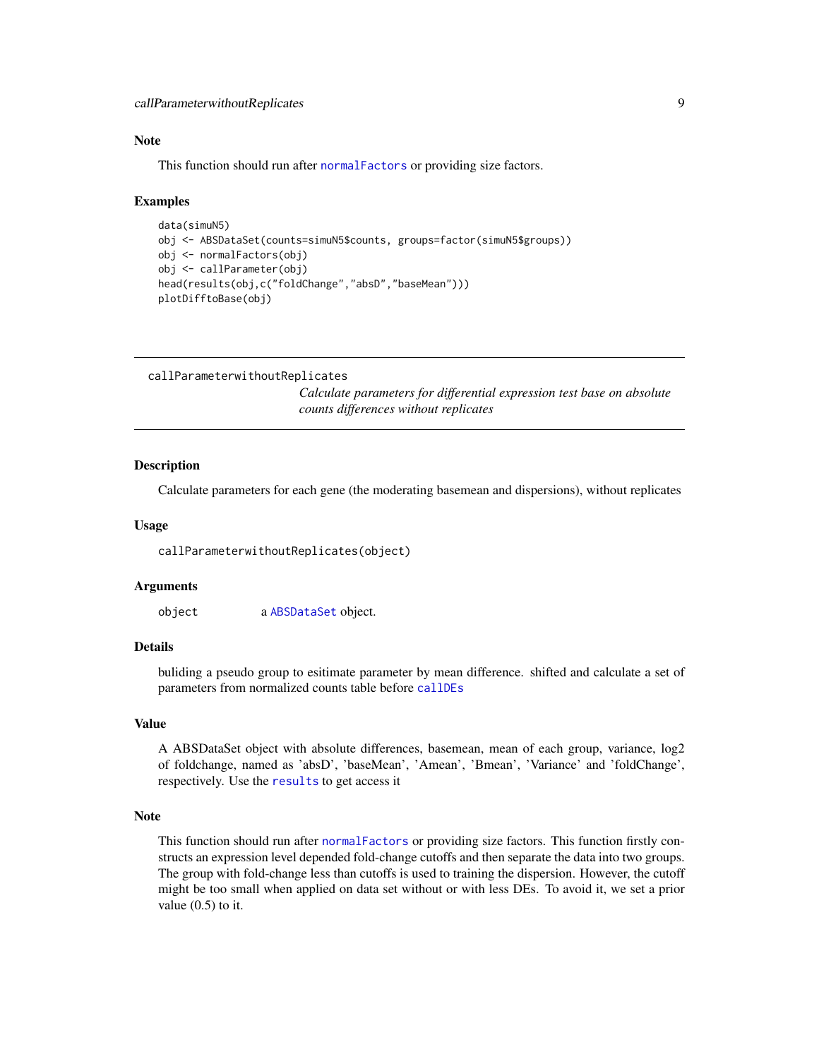### Note

This function should run after normalFactors or providing size factors.

### Examples

```
data(simuN5)
obj <- ABSDataSet(counts=simuN5$counts, groups=factor(simuN5$groups))
obj <- normalFactors(obj)
obj <- callParameter(obj)
head(results(obj,c("foldChange","absD","baseMean")))
plotDifftoBase(obj)
```

---

## callParameterwithoutReplicates

*Calculate parameters for differential expression test base on absolute counts differences without replicates*

---

### Description

Calculate parameters for each gene (the moderating basemean and dispersions), without replicates

### Usage

```
callParameterwithoutReplicates(object)
```

### Arguments

| | |
|---|---|
| object | a ABSDataSet object. |

### Details

buliding a pseudo group to esitimate parameter by mean difference. shifted and calculate a set of parameters from normalized counts table before callDEs

### Value

A ABSDataSet object with absolute differences, basemean, mean of each group, variance, log2 of foldchange, named as 'absD', 'baseMean', 'Amean', 'Bmean', 'Variance' and 'foldChange', respectively. Use the results to get access it

### Note

This function should run after normalFactors or providing size factors. This function firstly constructs an expression level depended fold-change cutoffs and then separate the data into two groups. The group with fold-change less than cutoffs is used to training the dispersion. However, the cutoff might be too small when applied on data set without or with less DEs. To avoid it, we set a prior value (0.5) to it.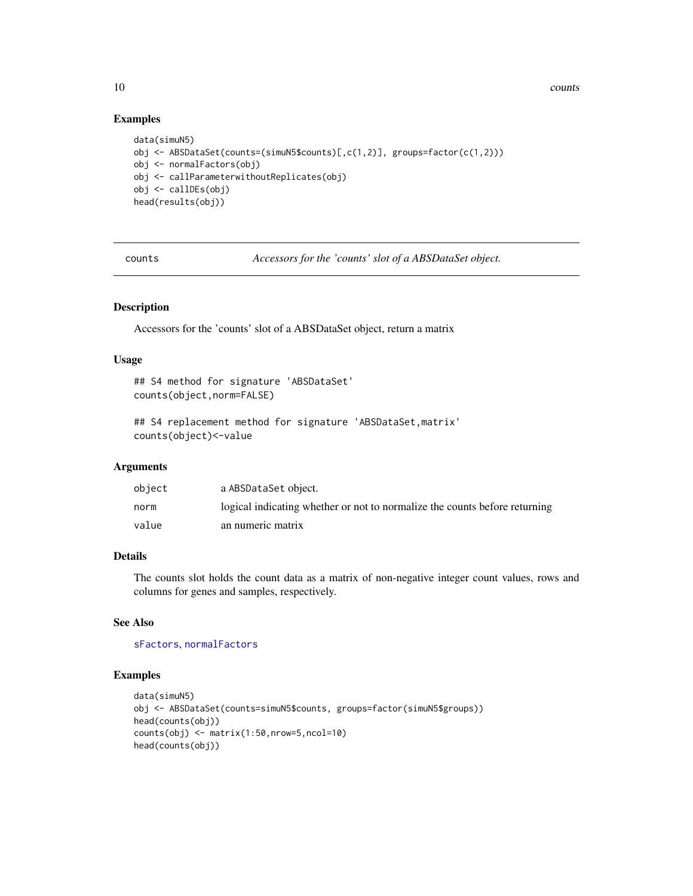## Examples

```
data(simuN5)
obj <- ABSDataSet(counts=(simuN5$counts)[,c(1,2)], groups=factor(c(1,2)))
obj <- normalFactors(obj)
obj <- callParameterwithoutReplicates(obj)
obj <- callDEs(obj)
head(results(obj))
```

---

# counts — *Accessors for the 'counts' slot of a ABSDataSet object.*

---

## Description

Accessors for the 'counts' slot of a ABSDataSet object, return a matrix

## Usage

```
## S4 method for signature 'ABSDataSet'
counts(object,norm=FALSE)

## S4 replacement method for signature 'ABSDataSet,matrix'
counts(object)<-value
```

## Arguments

| | |
|---|---|
| object | a ABSDataSet object. |
| norm | logical indicating whether or not to normalize the counts before returning |
| value | an numeric matrix |

## Details

The counts slot holds the count data as a matrix of non-negative integer count values, rows and columns for genes and samples, respectively.

## See Also

sFactors, normalFactors

## Examples

```
data(simuN5)
obj <- ABSDataSet(counts=simuN5$counts, groups=factor(simuN5$groups))
head(counts(obj))
counts(obj) <- matrix(1:50,nrow=5,ncol=10)
head(counts(obj))
```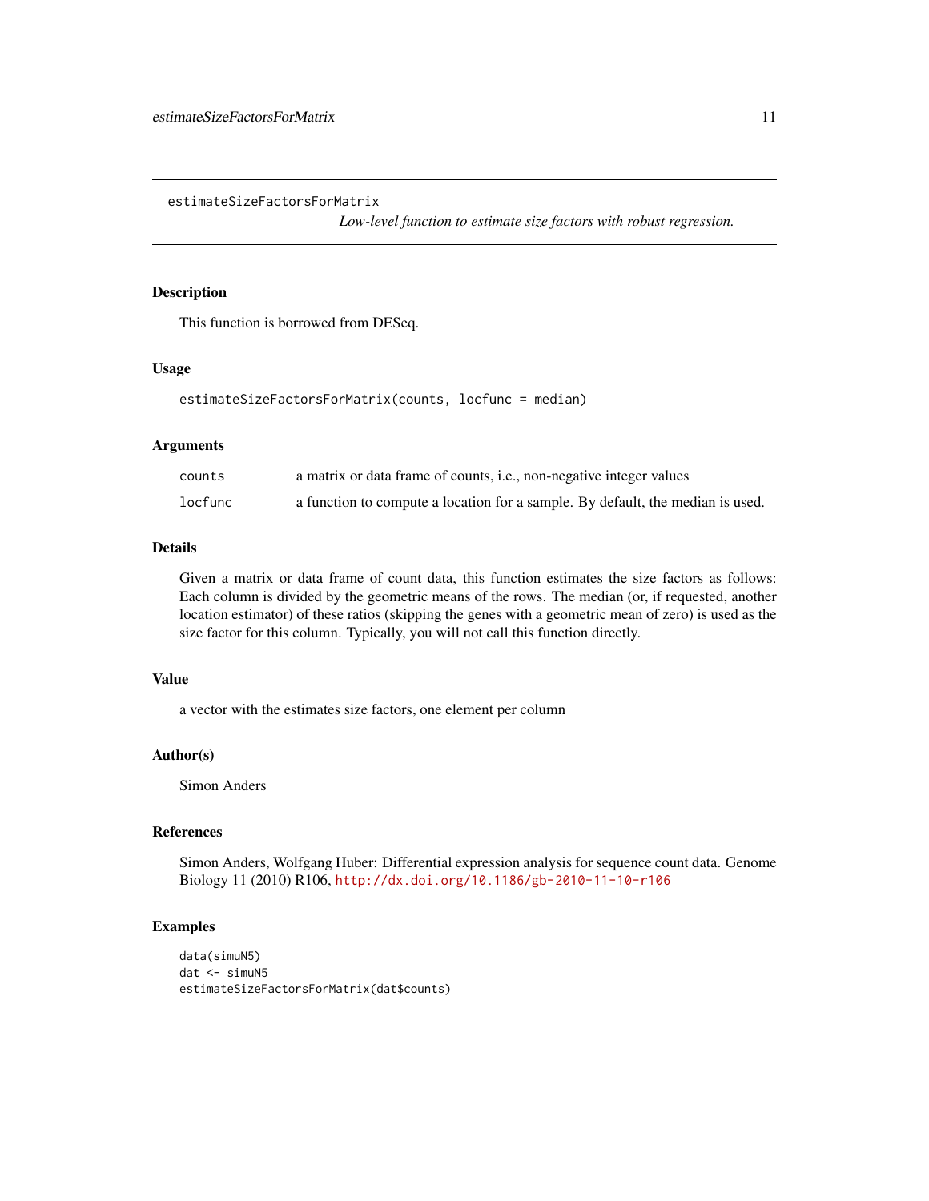## estimateSizeFactorsForMatrix

*Low-level function to estimate size factors with robust regression.*

### Description

This function is borrowed from DESeq.

### Usage

```
estimateSizeFactorsForMatrix(counts, locfunc = median)
```

### Arguments

| | |
|---|---|
| counts | a matrix or data frame of counts, i.e., non-negative integer values |
| locfunc | a function to compute a location for a sample. By default, the median is used. |

### Details

Given a matrix or data frame of count data, this function estimates the size factors as follows: Each column is divided by the geometric means of the rows. The median (or, if requested, another location estimator) of these ratios (skipping the genes with a geometric mean of zero) is used as the size factor for this column. Typically, you will not call this function directly.

### Value

a vector with the estimates size factors, one element per column

### Author(s)

Simon Anders

### References

Simon Anders, Wolfgang Huber: Differential expression analysis for sequence count data. Genome Biology 11 (2010) R106, http://dx.doi.org/10.1186/gb-2010-11-10-r106

### Examples

```
data(simuN5)
dat <- simuN5
estimateSizeFactorsForMatrix(dat$counts)
```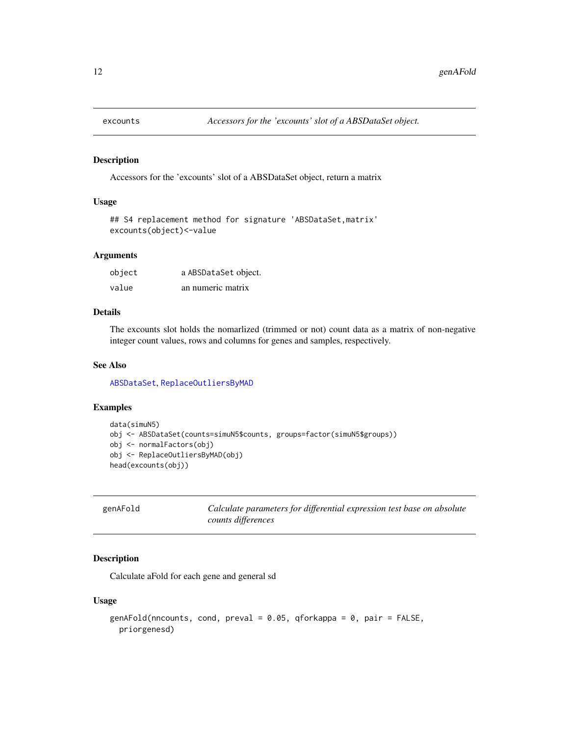## excounts — *Accessors for the 'excounts' slot of a ABSDataSet object.*

### Description

Accessors for the 'excounts' slot of a ABSDataSet object, return a matrix

### Usage

```
## S4 replacement method for signature 'ABSDataSet,matrix'
excounts(object)<-value
```

### Arguments

| | |
|---|---|
| `object` | a ABSDataSet object. |
| `value` | an numeric matrix |

### Details

The excounts slot holds the nomarlized (trimmed or not) count data as a matrix of non-negative integer count values, rows and columns for genes and samples, respectively.

### See Also

ABSDataSet, ReplaceOutliersByMAD

### Examples

```
data(simuN5)
obj <- ABSDataSet(counts=simuN5$counts, groups=factor(simuN5$groups))
obj <- normalFactors(obj)
obj <- ReplaceOutliersByMAD(obj)
head(excounts(obj))
```

## genAFold — *Calculate parameters for differential expression test base on absolute counts differences*

### Description

Calculate aFold for each gene and general sd

### Usage

```
genAFold(nncounts, cond, preval = 0.05, qforkappa = 0, pair = FALSE,
  priorgenesd)
```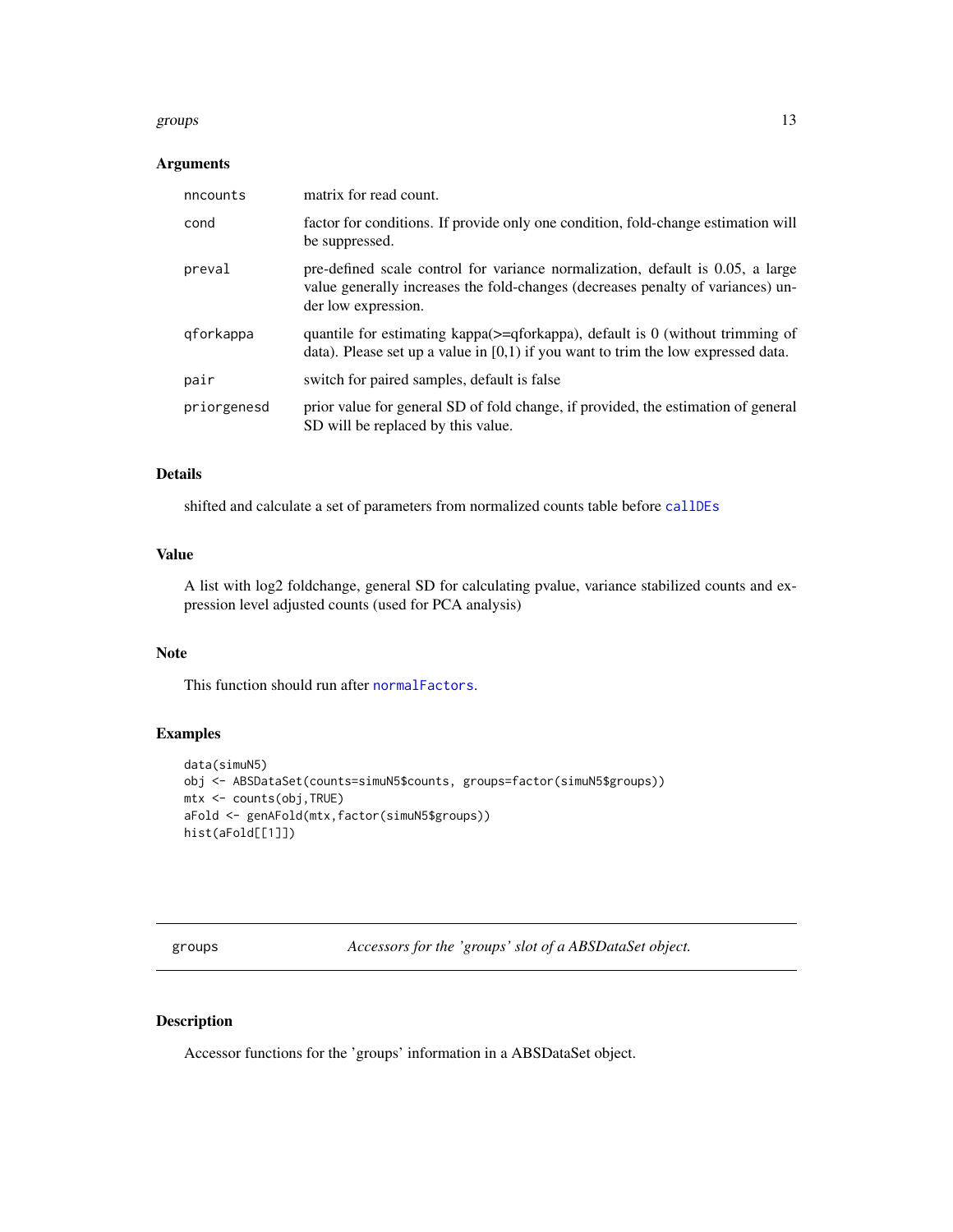### Arguments

| | |
|---|---|
| nncounts | matrix for read count. |
| cond | factor for conditions. If provide only one condition, fold-change estimation will be suppressed. |
| preval | pre-defined scale control for variance normalization, default is 0.05, a large value generally increases the fold-changes (decreases penalty of variances) under low expression. |
| qforkappa | quantile for estimating kappa(>=qforkappa), default is 0 (without trimming of data). Please set up a value in [0,1) if you want to trim the low expressed data. |
| pair | switch for paired samples, default is false |
| priorgenesd | prior value for general SD of fold change, if provided, the estimation of general SD will be replaced by this value. |

### Details

shifted and calculate a set of parameters from normalized counts table before `callDEs`

### Value

A list with log2 foldchange, general SD for calculating pvalue, variance stabilized counts and expression level adjusted counts (used for PCA analysis)

### Note

This function should run after `normalFactors`.

### Examples

```
data(simuN5)
obj <- ABSDataSet(counts=simuN5$counts, groups=factor(simuN5$groups))
mtx <- counts(obj,TRUE)
aFold <- genAFold(mtx,factor(simuN5$groups))
hist(aFold[[1]])
```

---

## groups — *Accessors for the 'groups' slot of a ABSDataSet object.*

### Description

Accessor functions for the 'groups' information in a ABSDataSet object.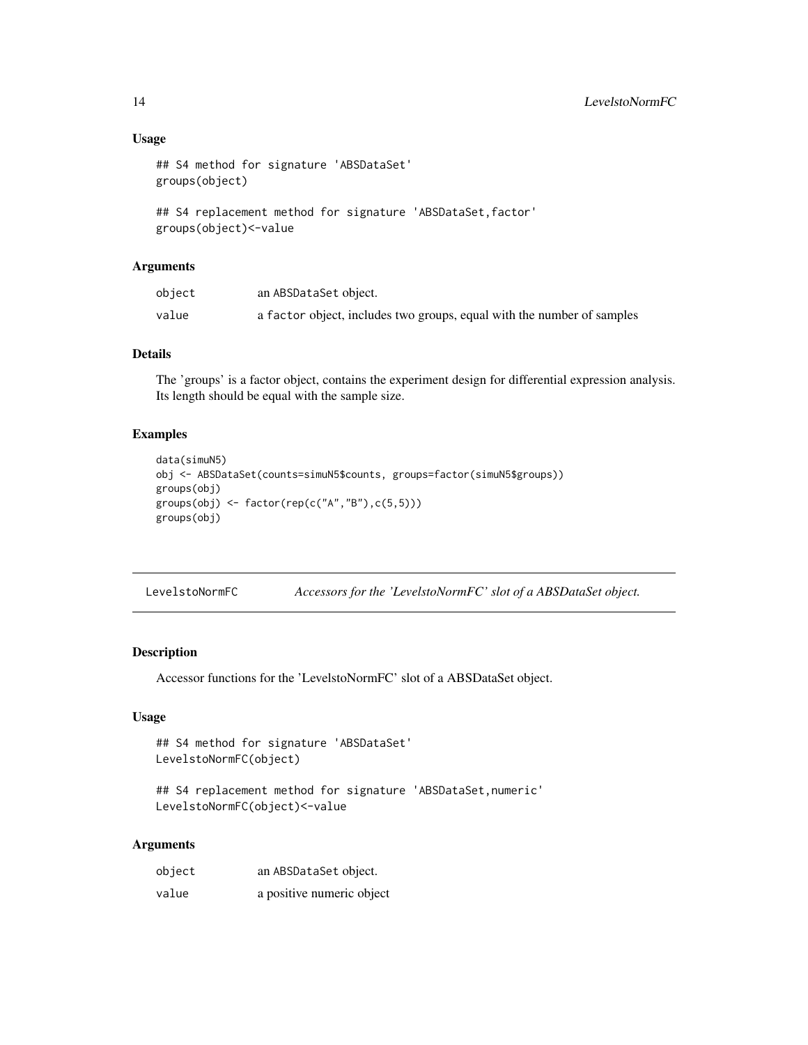### Usage

```
## S4 method for signature 'ABSDataSet'
groups(object)

## S4 replacement method for signature 'ABSDataSet,factor'
groups(object)<-value
```

### Arguments

| | |
|---|---|
| object | an ABSDataSet object. |
| value | a factor object, includes two groups, equal with the number of samples |

### Details

The 'groups' is a factor object, contains the experiment design for differential expression analysis. Its length should be equal with the sample size.

### Examples

```
data(simuN5)
obj <- ABSDataSet(counts=simuN5$counts, groups=factor(simuN5$groups))
groups(obj)
groups(obj) <- factor(rep(c("A","B"),c(5,5)))
groups(obj)
```

---

## LevelstoNormFC — *Accessors for the 'LevelstoNormFC' slot of a ABSDataSet object.*

---

### Description

Accessor functions for the 'LevelstoNormFC' slot of a ABSDataSet object.

### Usage

```
## S4 method for signature 'ABSDataSet'
LevelstoNormFC(object)

## S4 replacement method for signature 'ABSDataSet,numeric'
LevelstoNormFC(object)<-value
```

### Arguments

| | |
|---|---|
| object | an ABSDataSet object. |
| value | a positive numeric object |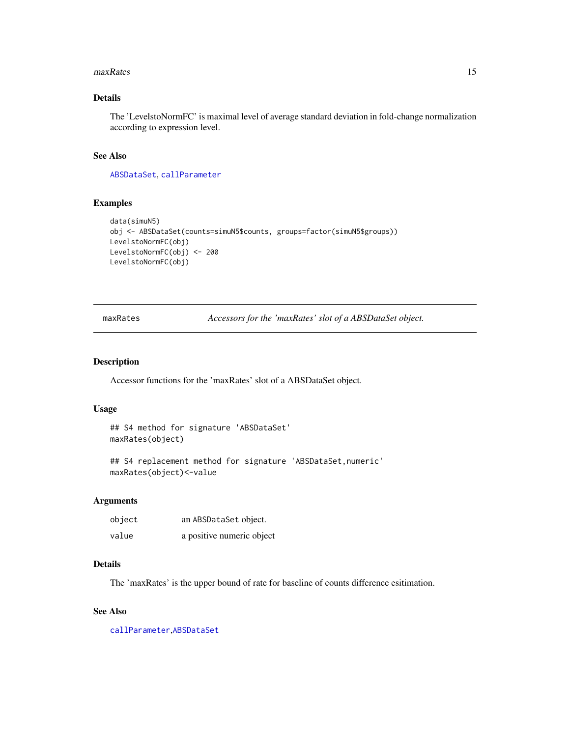### Details

The 'LevelstoNormFC' is maximal level of average standard deviation in fold-change normalization according to expression level.

### See Also

ABSDataSet, callParameter

### Examples

```
data(simuN5)
obj <- ABSDataSet(counts=simuN5$counts, groups=factor(simuN5$groups))
LevelstoNormFC(obj)
LevelstoNormFC(obj) <- 200
LevelstoNormFC(obj)
```

---

## maxRates — *Accessors for the 'maxRates' slot of a ABSDataSet object.*

### Description

Accessor functions for the 'maxRates' slot of a ABSDataSet object.

### Usage

```
## S4 method for signature 'ABSDataSet'
maxRates(object)

## S4 replacement method for signature 'ABSDataSet,numeric'
maxRates(object)<-value
```

### Arguments

| | |
|---|---|
| object | an ABSDataSet object. |
| value | a positive numeric object |

### Details

The 'maxRates' is the upper bound of rate for baseline of counts difference esitimation.

### See Also

callParameter,ABSDataSet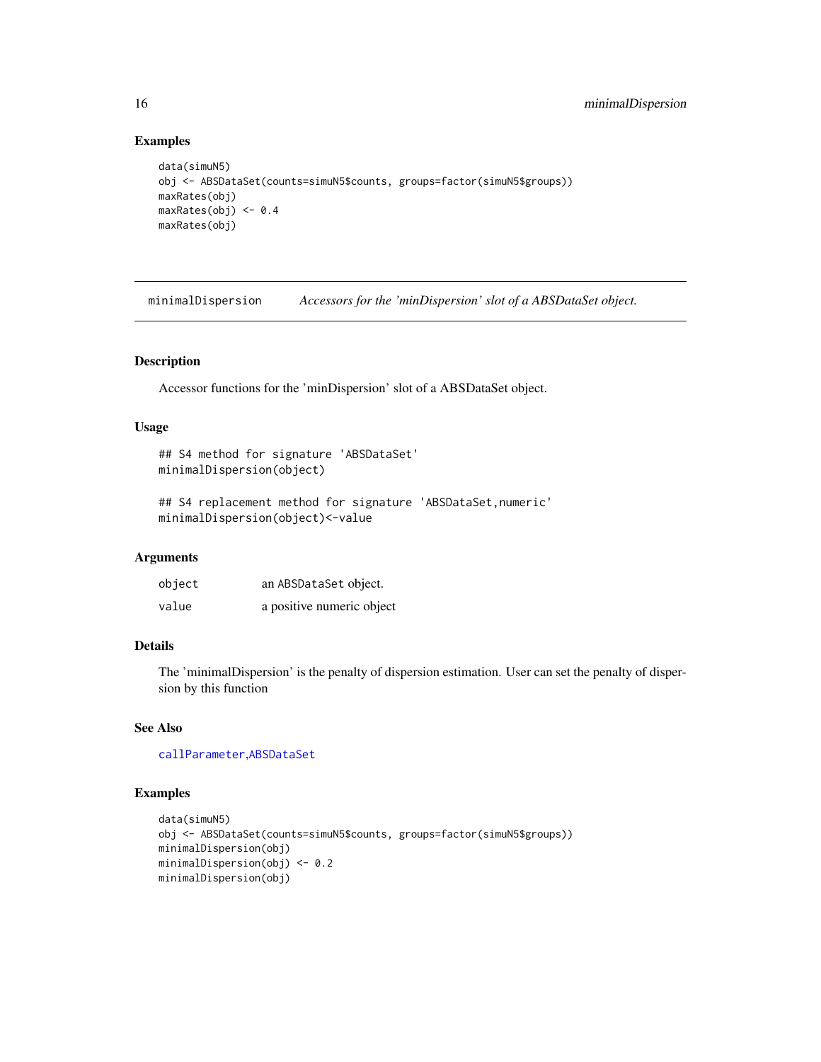### Examples

```
data(simuN5)
obj <- ABSDataSet(counts=simuN5$counts, groups=factor(simuN5$groups))
maxRates(obj)
maxRates(obj) <- 0.4
maxRates(obj)
```

---

## minimalDispersion — *Accessors for the 'minDispersion' slot of a ABSDataSet object.*

---

### Description

Accessor functions for the 'minDispersion' slot of a ABSDataSet object.

### Usage

```
## S4 method for signature 'ABSDataSet'
minimalDispersion(object)

## S4 replacement method for signature 'ABSDataSet,numeric'
minimalDispersion(object)<-value
```

### Arguments

| | |
|---|---|
| object | an ABSDataSet object. |
| value | a positive numeric object |

### Details

The 'minimalDispersion' is the penalty of dispersion estimation. User can set the penalty of dispersion by this function

### See Also

callParameter,ABSDataSet

### Examples

```
data(simuN5)
obj <- ABSDataSet(counts=simuN5$counts, groups=factor(simuN5$groups))
minimalDispersion(obj)
minimalDispersion(obj) <- 0.2
minimalDispersion(obj)
```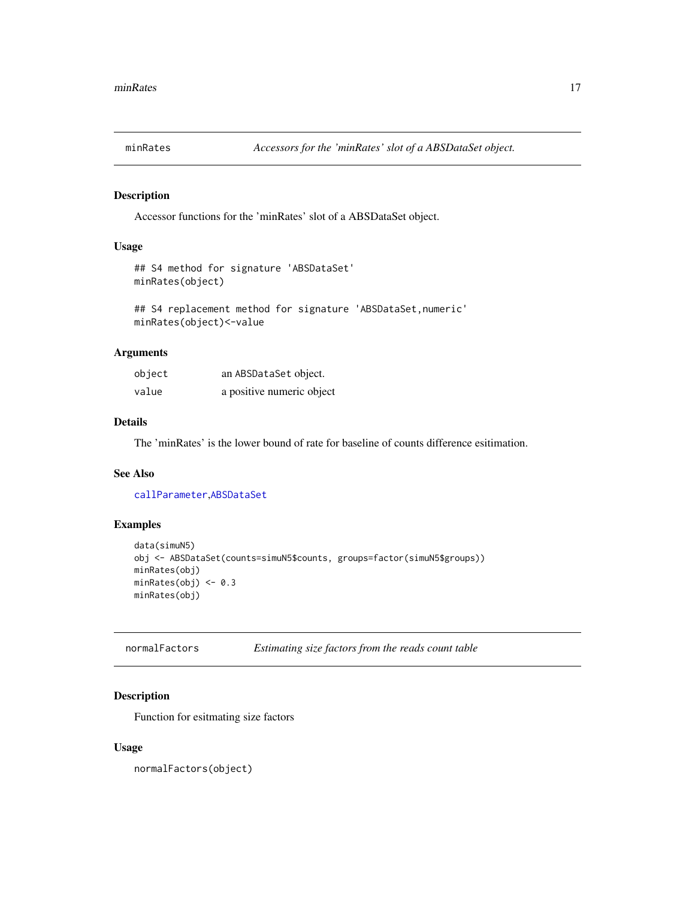## minRates — *Accessors for the 'minRates' slot of a ABSDataSet object.*

### Description

Accessor functions for the 'minRates' slot of a ABSDataSet object.

### Usage

```
## S4 method for signature 'ABSDataSet'
minRates(object)

## S4 replacement method for signature 'ABSDataSet,numeric'
minRates(object)<-value
```

### Arguments

| | |
|---|---|
| `object` | an `ABSDataSet` object. |
| `value` | a positive numeric object |

### Details

The 'minRates' is the lower bound of rate for baseline of counts difference esitimation.

### See Also

callParameter,ABSDataSet

### Examples

```
data(simuN5)
obj <- ABSDataSet(counts=simuN5$counts, groups=factor(simuN5$groups))
minRates(obj)
minRates(obj) <- 0.3
minRates(obj)
```

## normalFactors — *Estimating size factors from the reads count table*

### Description

Function for esitmating size factors

### Usage

```
normalFactors(object)
```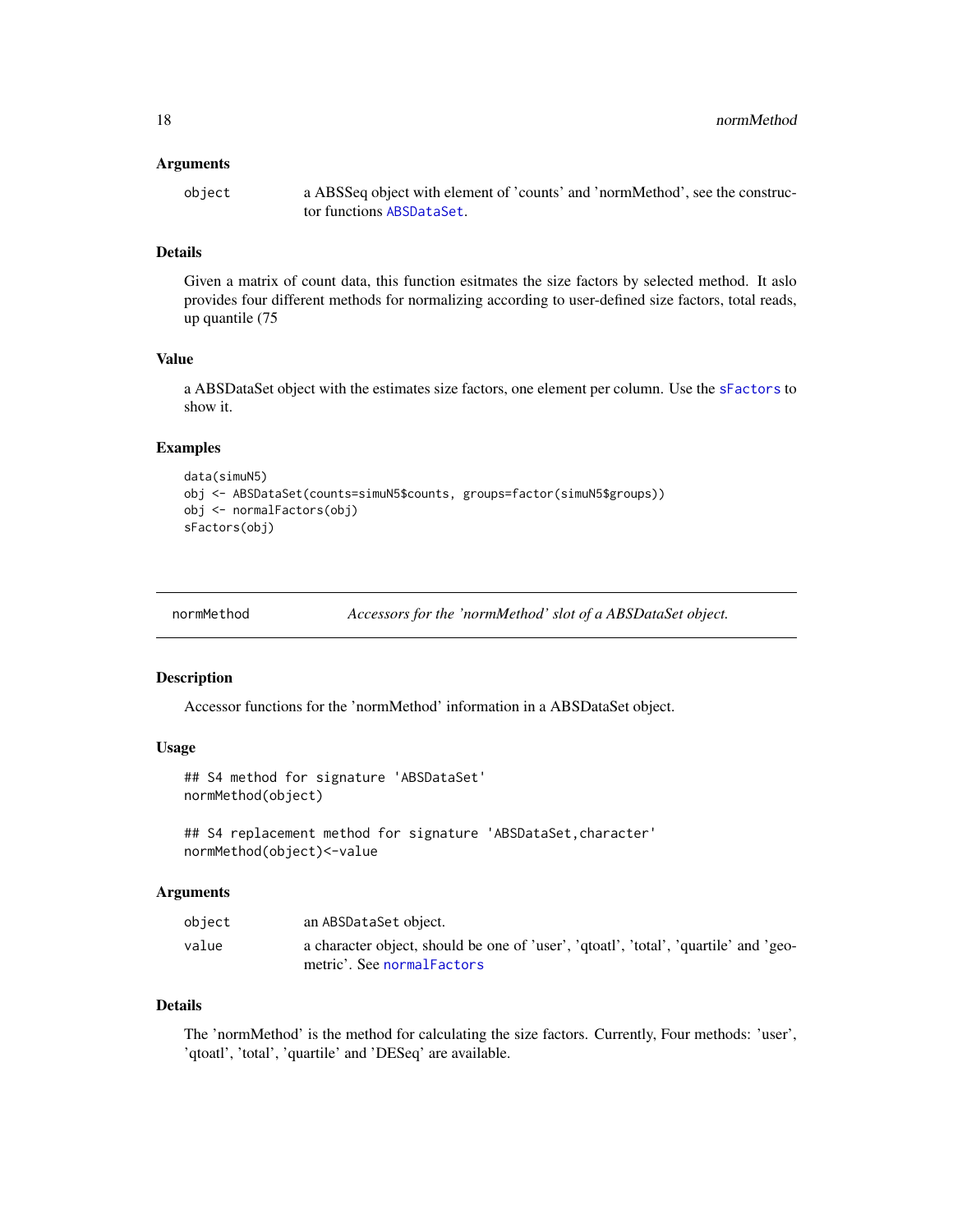### Arguments

- `object` — a ABSSeq object with element of 'counts' and 'normMethod', see the constructor functions `ABSDataSet`.

### Details

Given a matrix of count data, this function esitmates the size factors by selected method. It aslo provides four different methods for normalizing according to user-defined size factors, total reads, up quantile (75

### Value

a ABSDataSet object with the estimates size factors, one element per column. Use the `sFactors` to show it.

### Examples

```
data(simuN5)
obj <- ABSDataSet(counts=simuN5$counts, groups=factor(simuN5$groups))
obj <- normalFactors(obj)
sFactors(obj)
```

---

## normMethod — *Accessors for the 'normMethod' slot of a ABSDataSet object.*

### Description

Accessor functions for the 'normMethod' information in a ABSDataSet object.

### Usage

```
## S4 method for signature 'ABSDataSet'
normMethod(object)

## S4 replacement method for signature 'ABSDataSet,character'
normMethod(object)<-value
```

### Arguments

- `object` — an `ABSDataSet` object.
- `value` — a character object, should be one of 'user', 'qtoatl', 'total', 'quartile' and 'geometric'. See `normalFactors`

### Details

The 'normMethod' is the method for calculating the size factors. Currently, Four methods: 'user', 'qtoatl', 'total', 'quartile' and 'DESeq' are available.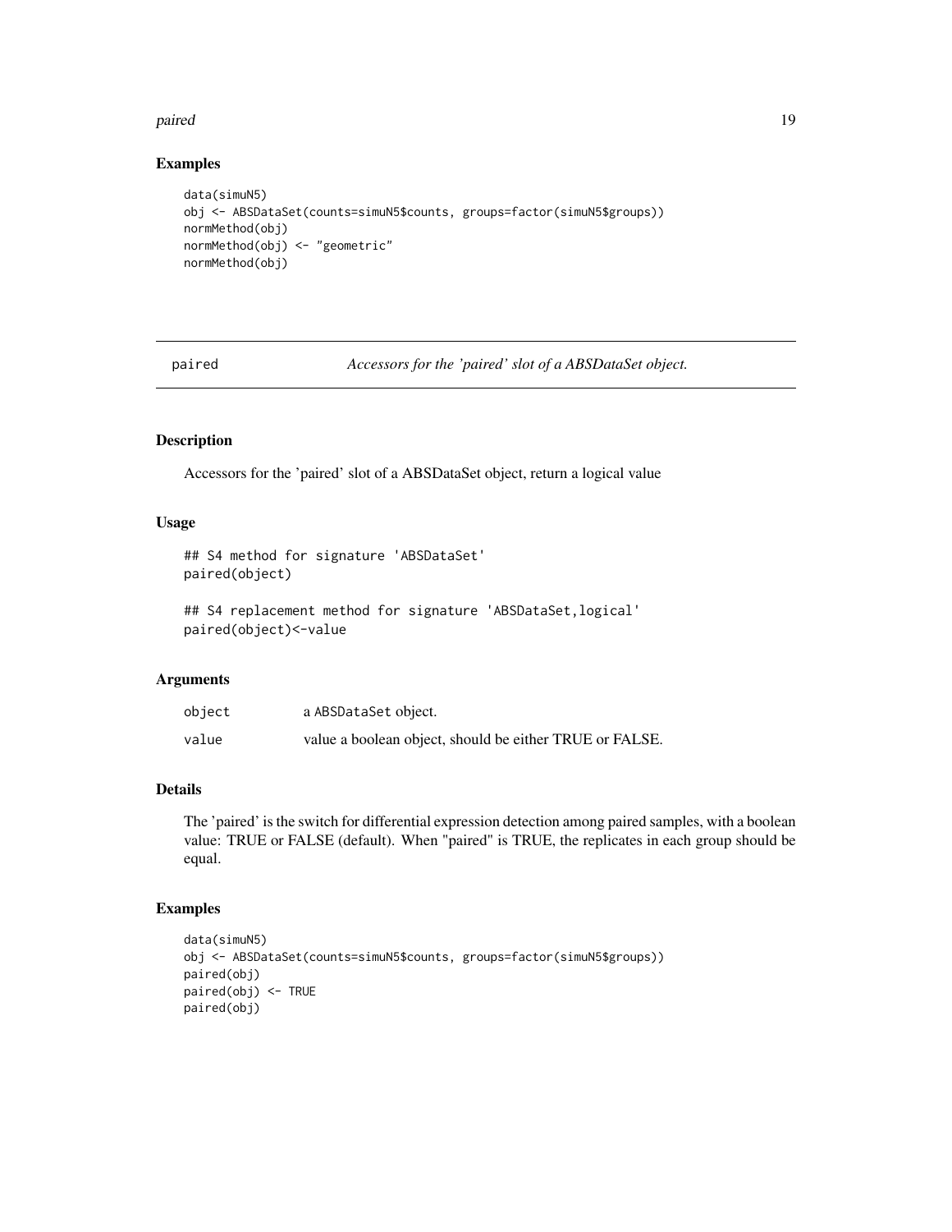## Examples

```
data(simuN5)
obj <- ABSDataSet(counts=simuN5$counts, groups=factor(simuN5$groups))
normMethod(obj)
normMethod(obj) <- "geometric"
normMethod(obj)
```

---

# paired — *Accessors for the 'paired' slot of a ABSDataSet object.*

---

## Description

Accessors for the 'paired' slot of a ABSDataSet object, return a logical value

## Usage

```
## S4 method for signature 'ABSDataSet'
paired(object)

## S4 replacement method for signature 'ABSDataSet,logical'
paired(object)<-value
```

## Arguments

| | |
|---|---|
| object | a ABSDataSet object. |
| value | value a boolean object, should be either TRUE or FALSE. |

## Details

The 'paired' is the switch for differential expression detection among paired samples, with a boolean value: TRUE or FALSE (default). When "paired" is TRUE, the replicates in each group should be equal.

## Examples

```
data(simuN5)
obj <- ABSDataSet(counts=simuN5$counts, groups=factor(simuN5$groups))
paired(obj)
paired(obj) <- TRUE
paired(obj)
```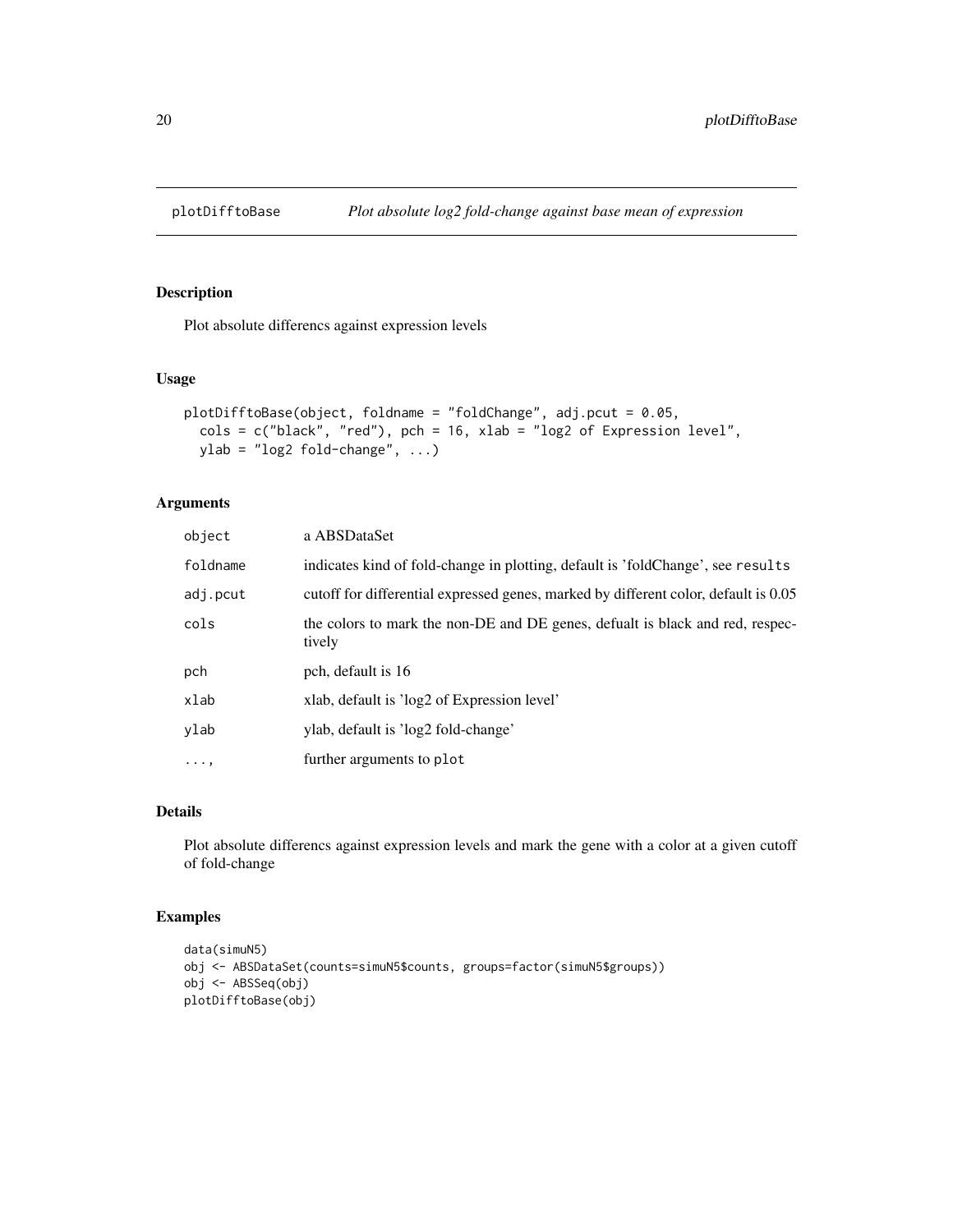## plotDifftoBase — *Plot absolute log2 fold-change against base mean of expression*

### Description

Plot absolute differencs against expression levels

### Usage

```
plotDifftoBase(object, foldname = "foldChange", adj.pcut = 0.05,
  cols = c("black", "red"), pch = 16, xlab = "log2 of Expression level",
  ylab = "log2 fold-change", ...)
```

### Arguments

| | |
|---|---|
| object | a ABSDataSet |
| foldname | indicates kind of fold-change in plotting, default is 'foldChange', see `results` |
| adj.pcut | cutoff for differential expressed genes, marked by different color, default is 0.05 |
| cols | the colors to mark the non-DE and DE genes, defualt is black and red, respectively |
| pch | pch, default is 16 |
| xlab | xlab, default is 'log2 of Expression level' |
| ylab | ylab, default is 'log2 fold-change' |
| ..., | further arguments to `plot` |

### Details

Plot absolute differencs against expression levels and mark the gene with a color at a given cutoff of fold-change

### Examples

```
data(simuN5)
obj <- ABSDataSet(counts=simuN5$counts, groups=factor(simuN5$groups))
obj <- ABSSeq(obj)
plotDifftoBase(obj)
```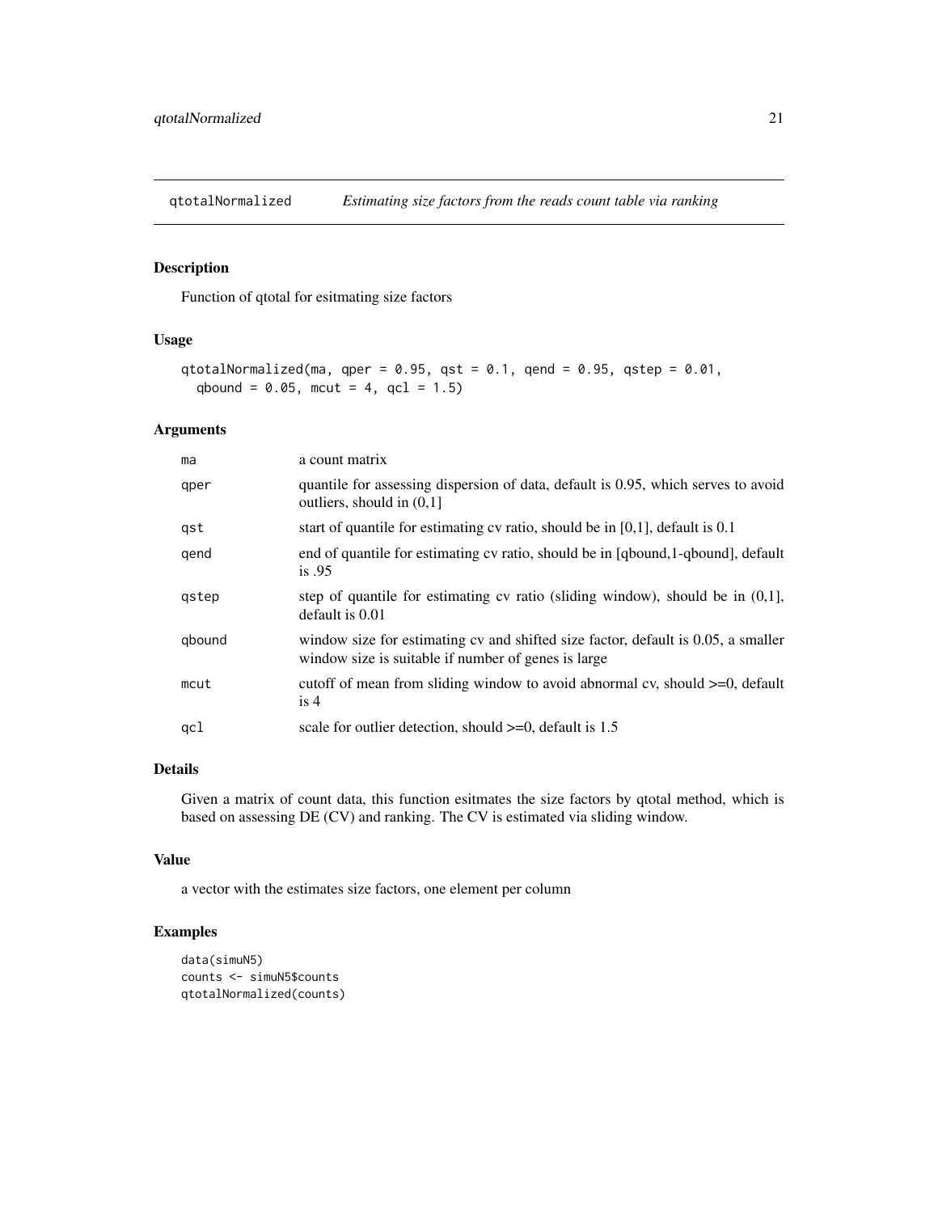## qtotalNormalized *Estimating size factors from the reads count table via ranking*

### Description

Function of qtotal for esitmating size factors

### Usage

```
qtotalNormalized(ma, qper = 0.95, qst = 0.1, qend = 0.95, qstep = 0.01,
  qbound = 0.05, mcut = 4, qcl = 1.5)
```

### Arguments

| | |
|---|---|
| ma | a count matrix |
| qper | quantile for assessing dispersion of data, default is 0.95, which serves to avoid outliers, should in (0,1] |
| qst | start of quantile for estimating cv ratio, should be in [0,1], default is 0.1 |
| qend | end of quantile for estimating cv ratio, should be in [qbound,1-qbound], default is .95 |
| qstep | step of quantile for estimating cv ratio (sliding window), should be in (0,1], default is 0.01 |
| qbound | window size for estimating cv and shifted size factor, default is 0.05, a smaller window size is suitable if number of genes is large |
| mcut | cutoff of mean from sliding window to avoid abnormal cv, should >=0, default is 4 |
| qcl | scale for outlier detection, should >=0, default is 1.5 |

### Details

Given a matrix of count data, this function esitmates the size factors by qtotal method, which is based on assessing DE (CV) and ranking. The CV is estimated via sliding window.

### Value

a vector with the estimates size factors, one element per column

### Examples

```
data(simuN5)
counts <- simuN5$counts
qtotalNormalized(counts)
```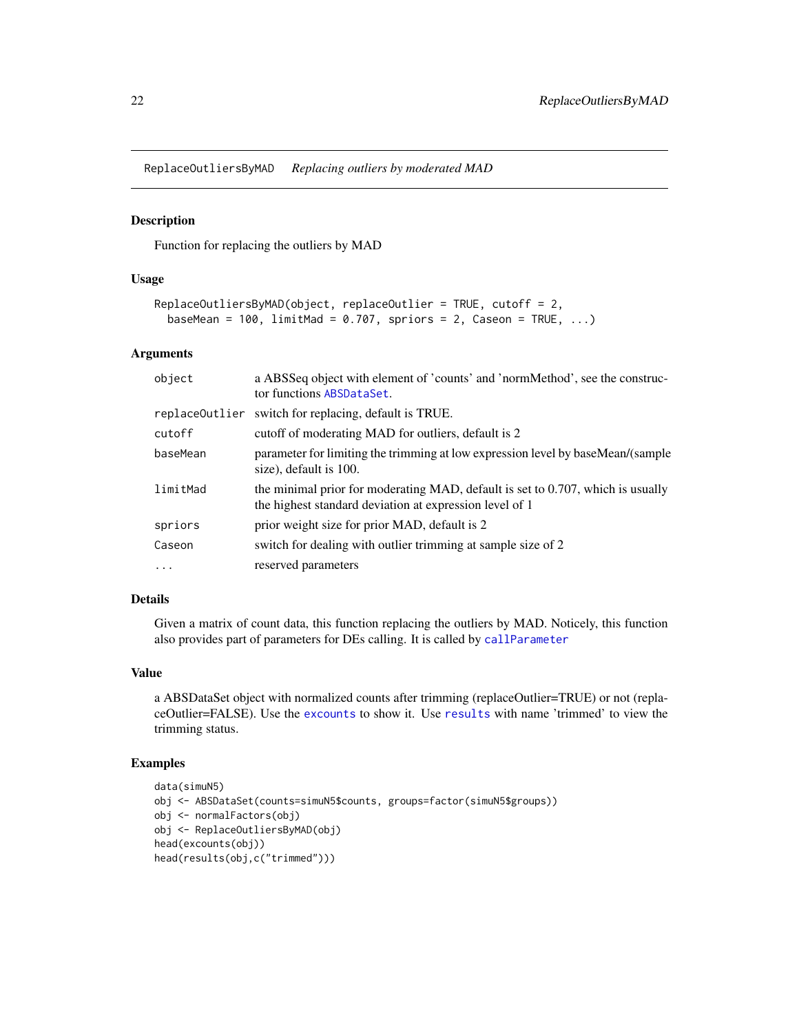ReplaceOutliersByMAD *Replacing outliers by moderated MAD*

## Description

Function for replacing the outliers by MAD

## Usage

```
ReplaceOutliersByMAD(object, replaceOutlier = TRUE, cutoff = 2,
  baseMean = 100, limitMad = 0.707, spriors = 2, Caseon = TRUE, ...)
```

## Arguments

| | |
|---|---|
| object | a ABSSeq object with element of 'counts' and 'normMethod', see the constructor functions ABSDataSet. |
| replaceOutlier | switch for replacing, default is TRUE. |
| cutoff | cutoff of moderating MAD for outliers, default is 2 |
| baseMean | parameter for limiting the trimming at low expression level by baseMean/(sample size), default is 100. |
| limitMad | the minimal prior for moderating MAD, default is set to 0.707, which is usually the highest standard deviation at expression level of 1 |
| spriors | prior weight size for prior MAD, default is 2 |
| Caseon | switch for dealing with outlier trimming at sample size of 2 |
| ... | reserved parameters |

## Details

Given a matrix of count data, this function replacing the outliers by MAD. Noticely, this function also provides part of parameters for DEs calling. It is called by callParameter

## Value

a ABSDataSet object with normalized counts after trimming (replaceOutlier=TRUE) or not (replaceOutlier=FALSE). Use the excounts to show it. Use results with name 'trimmed' to view the trimming status.

## Examples

```
data(simuN5)
obj <- ABSDataSet(counts=simuN5$counts, groups=factor(simuN5$groups))
obj <- normalFactors(obj)
obj <- ReplaceOutliersByMAD(obj)
head(excounts(obj))
head(results(obj,c("trimmed")))
```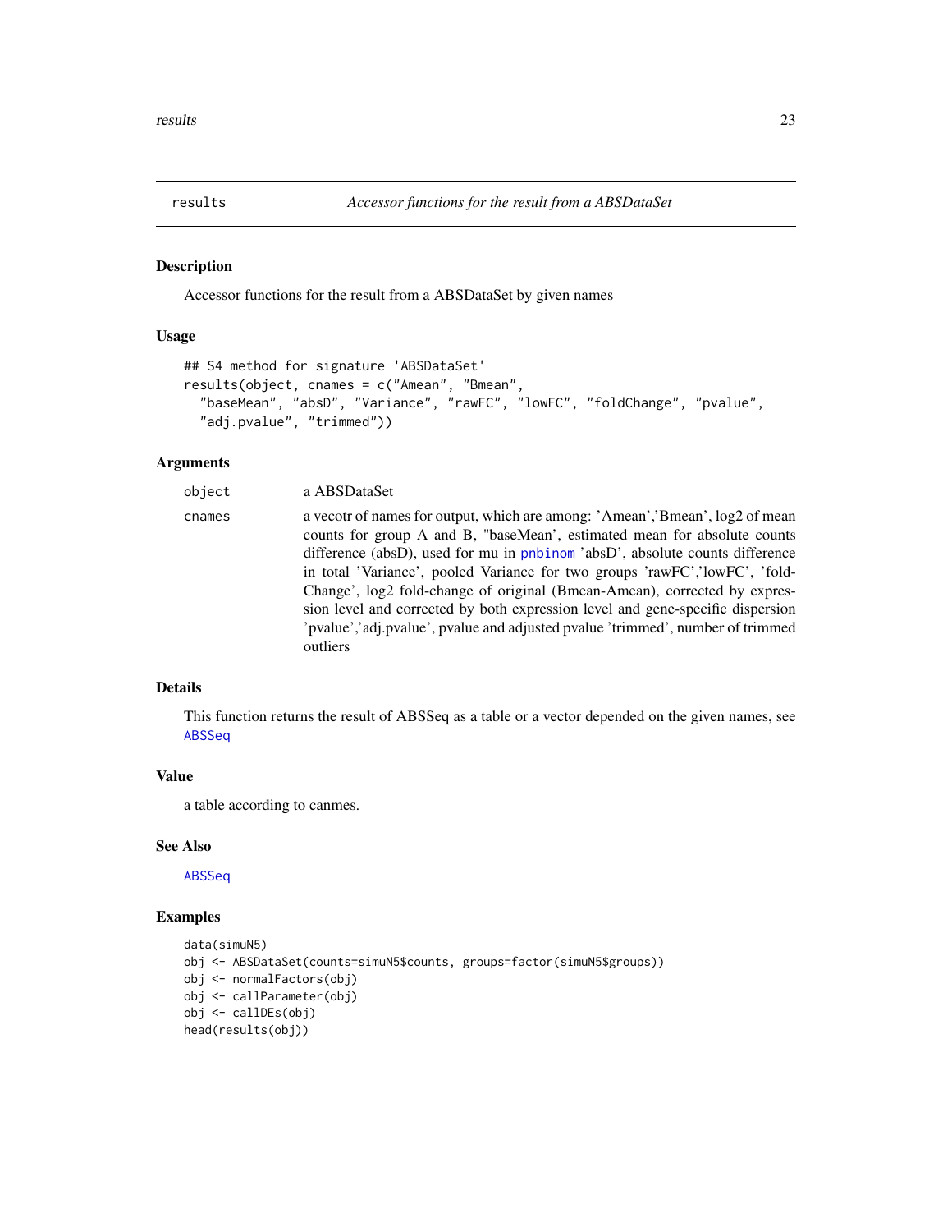# results — *Accessor functions for the result from a ABSDataSet*

## Description

Accessor functions for the result from a ABSDataSet by given names

## Usage

```
## S4 method for signature 'ABSDataSet'
results(object, cnames = c("Amean", "Bmean",
  "baseMean", "absD", "Variance", "rawFC", "lowFC", "foldChange", "pvalue",
  "adj.pvalue", "trimmed"))
```

## Arguments

| | |
|---|---|
| `object` | a ABSDataSet |
| `cnames` | a vecotr of names for output, which are among: 'Amean','Bmean', log2 of mean counts for group A and B, "baseMean", estimated mean for absolute counts difference (absD), used for mu in pnbinom 'absD', absolute counts difference in total 'Variance', pooled Variance for two groups 'rawFC','lowFC', 'foldChange', log2 fold-change of original (Bmean-Amean), corrected by expression level and corrected by both expression level and gene-specific dispersion 'pvalue','adj.pvalue', pvalue and adjusted pvalue 'trimmed', number of trimmed outliers |

## Details

This function returns the result of ABSSeq as a table or a vector depended on the given names, see ABSSeq

## Value

a table according to canmes.

## See Also

ABSSeq

## Examples

```
data(simuN5)
obj <- ABSDataSet(counts=simuN5$counts, groups=factor(simuN5$groups))
obj <- normalFactors(obj)
obj <- callParameter(obj)
obj <- callDEs(obj)
head(results(obj))
```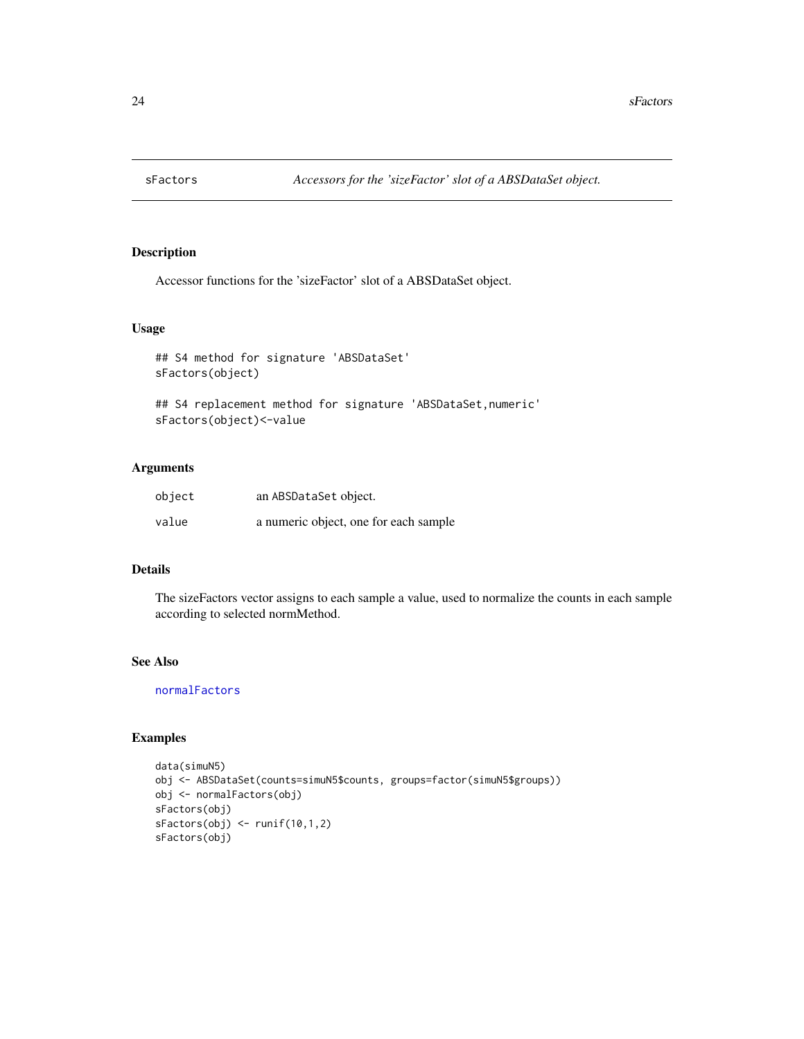# sFactors — *Accessors for the 'sizeFactor' slot of a ABSDataSet object.*

## Description

Accessor functions for the 'sizeFactor' slot of a ABSDataSet object.

## Usage

```
## S4 method for signature 'ABSDataSet'
sFactors(object)

## S4 replacement method for signature 'ABSDataSet,numeric'
sFactors(object)<-value
```

## Arguments

| | |
|---|---|
| object | an `ABSDataSet` object. |
| value | a numeric object, one for each sample |

## Details

The sizeFactors vector assigns to each sample a value, used to normalize the counts in each sample according to selected normMethod.

## See Also

normalFactors

## Examples

```
data(simuN5)
obj <- ABSDataSet(counts=simuN5$counts, groups=factor(simuN5$groups))
obj <- normalFactors(obj)
sFactors(obj)
sFactors(obj) <- runif(10,1,2)
sFactors(obj)
```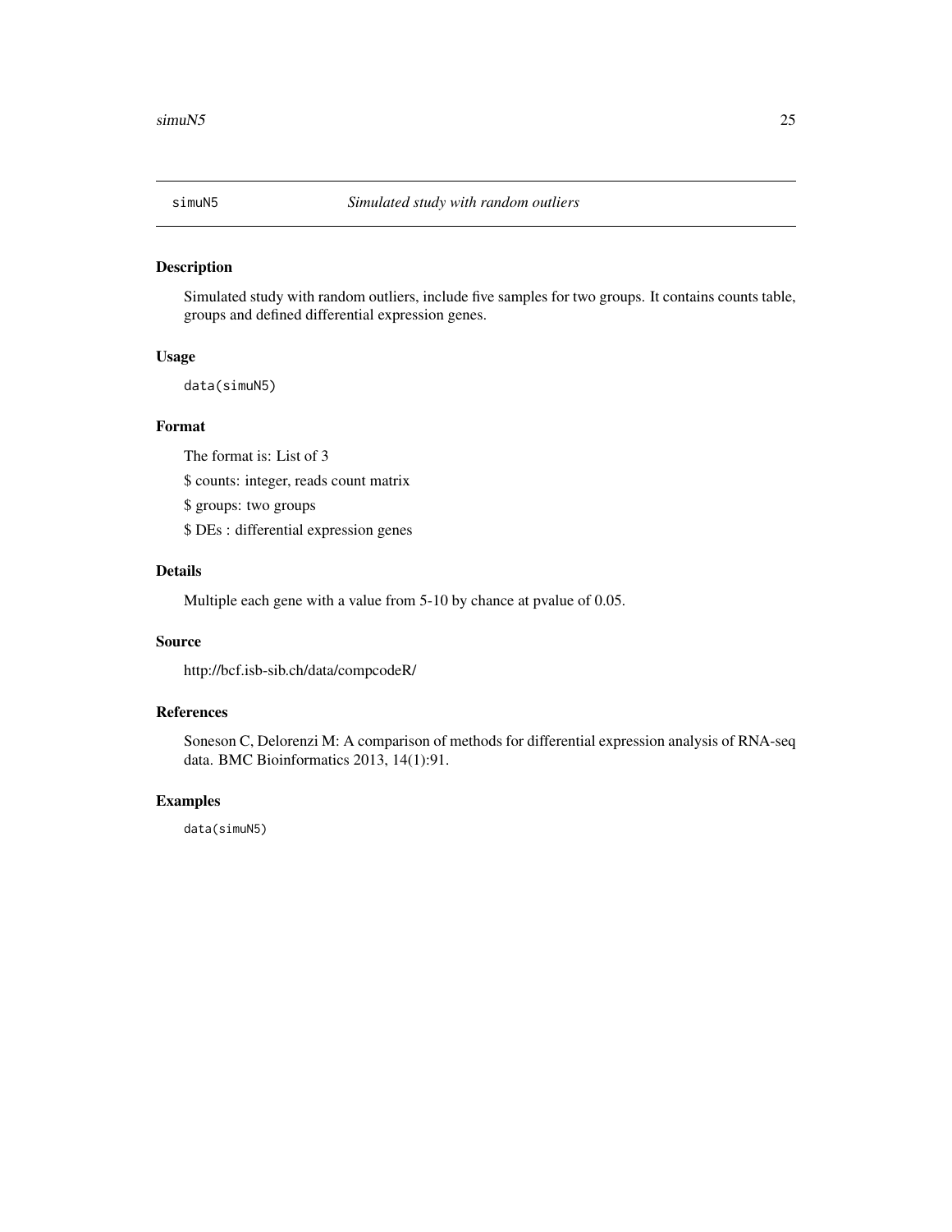simuN5 *Simulated study with random outliers*

## Description

Simulated study with random outliers, include five samples for two groups. It contains counts table, groups and defined differential expression genes.

## Usage

```
data(simuN5)
```

## Format

The format is: List of 3

$ counts: integer, reads count matrix

$ groups: two groups

$ DEs : differential expression genes

## Details

Multiple each gene with a value from 5-10 by chance at pvalue of 0.05.

## Source

http://bcf.isb-sib.ch/data/compcodeR/

## References

Soneson C, Delorenzi M: A comparison of methods for differential expression analysis of RNA-seq data. BMC Bioinformatics 2013, 14(1):91.

## Examples

```
data(simuN5)
```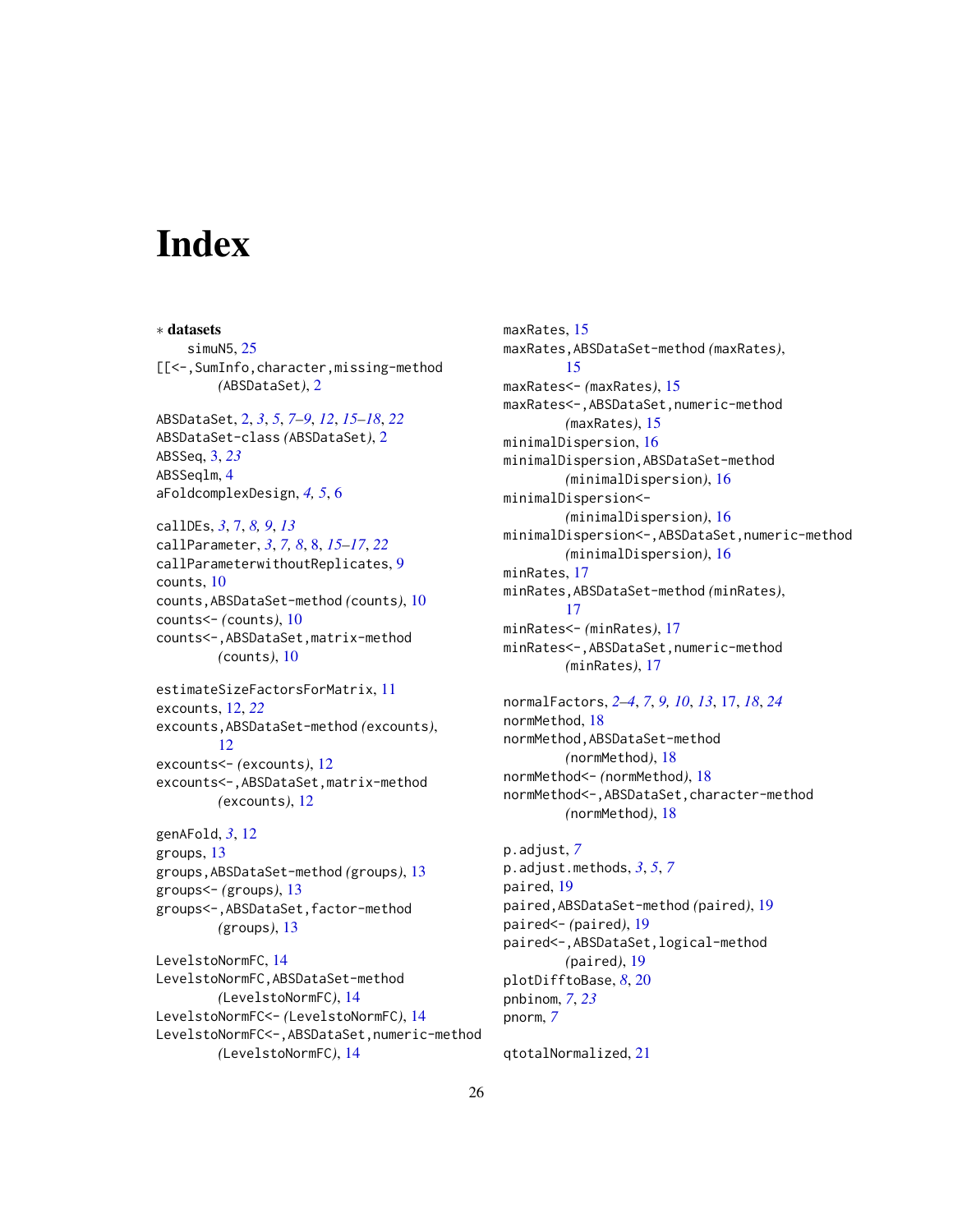# Index

∗ **datasets**

simuN5, 25

[[<-,SumInfo,character,missing-method (ABSDataSet), 2

ABSDataSet, 2, *3*, *5*, *7–9*, *12*, *15–18*, *22*
ABSDataSet-class *(*ABSDataSet*)*, 2
ABSSeq, 3, *23*
ABSSeqlm, 4
aFoldcomplexDesign, *4, 5*, 6

callDEs, *3*, 7, *8, 9*, *13*
callParameter, *3*, *7, 8*, 8, *15–17*, *22*
callParameterwithoutReplicates, 9
counts, 10
counts,ABSDataSet-method *(*counts*)*, 10
counts<- *(*counts*)*, 10
counts<-,ABSDataSet,matrix-method *(*counts*)*, 10

estimateSizeFactorsForMatrix, 11
excounts, 12, *22*
excounts,ABSDataSet-method *(*excounts*)*, 12
excounts<- *(*excounts*)*, 12
excounts<-,ABSDataSet,matrix-method *(*excounts*)*, 12

genAFold, *3*, 12
groups, 13
groups,ABSDataSet-method *(*groups*)*, 13
groups<- *(*groups*)*, 13
groups<-,ABSDataSet,factor-method *(*groups*)*, 13

LevelstoNormFC, 14
LevelstoNormFC,ABSDataSet-method *(*LevelstoNormFC*)*, 14
LevelstoNormFC<- *(*LevelstoNormFC*)*, 14
LevelstoNormFC<-,ABSDataSet,numeric-method *(*LevelstoNormFC*)*, 14

maxRates, 15
maxRates,ABSDataSet-method *(*maxRates*)*, 15
maxRates<- *(*maxRates*)*, 15
maxRates<-,ABSDataSet,numeric-method *(*maxRates*)*, 15
minimalDispersion, 16
minimalDispersion,ABSDataSet-method *(*minimalDispersion*)*, 16
minimalDispersion<- *(*minimalDispersion*)*, 16
minimalDispersion<-,ABSDataSet,numeric-method *(*minimalDispersion*)*, 16
minRates, 17
minRates,ABSDataSet-method *(*minRates*)*, 17
minRates<- *(*minRates*)*, 17
minRates<-,ABSDataSet,numeric-method *(*minRates*)*, 17

normalFactors, *2–4*, *7*, *9, 10*, *13*, 17, *18*, *24*
normMethod, 18
normMethod,ABSDataSet-method *(*normMethod*)*, 18
normMethod<- *(*normMethod*)*, 18
normMethod<-,ABSDataSet,character-method *(*normMethod*)*, 18

p.adjust, *7*
p.adjust.methods, *3*, *5*, *7*
paired, 19
paired,ABSDataSet-method *(*paired*)*, 19
paired<- *(*paired*)*, 19
paired<-,ABSDataSet,logical-method *(*paired*)*, 19
plotDifftoBase, *8*, 20
pnbinom, *7*, *23*
pnorm, *7*

qtotalNormalized, 21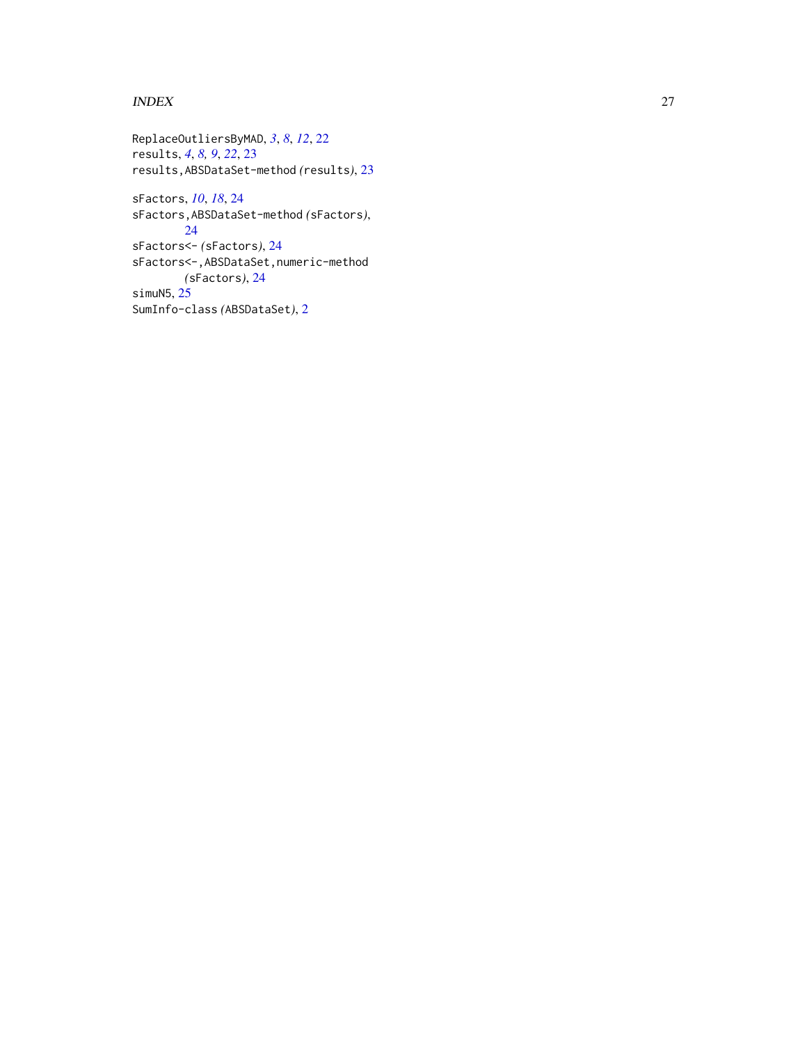ReplaceOutliersByMAD, *3*, *8*, *12*, 22
results, *4*, *8, 9*, *22*, 23
results,ABSDataSet-method *(*results*)*, 23

sFactors, *10*, *18*, 24
sFactors,ABSDataSet-method *(*sFactors*)*, 24
sFactors<- *(*sFactors*)*, 24
sFactors<-,ABSDataSet,numeric-method *(*sFactors*)*, 24
simuN5, 25
SumInfo-class *(*ABSDataSet*)*, 2